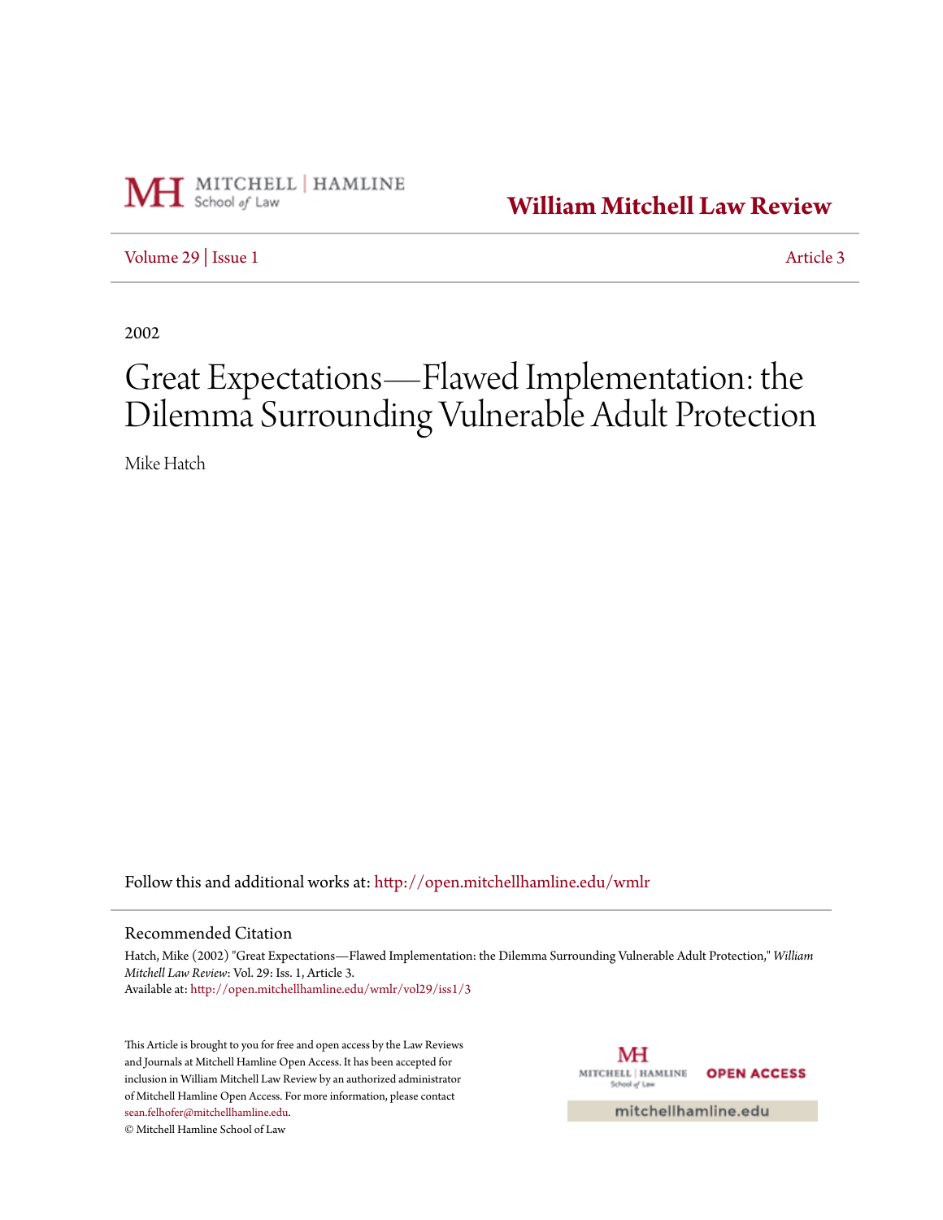MITCHELL | HAMLINE School *of* Law

# William Mitchell Law Review

Volume 29 | Issue 1 — Article 3

2002

# Great Expectations—Flawed Implementation: the Dilemma Surrounding Vulnerable Adult Protection

Mike Hatch

Follow this and additional works at: http://open.mitchellhamline.edu/wmlr

## Recommended Citation

Hatch, Mike (2002) "Great Expectations—Flawed Implementation: the Dilemma Surrounding Vulnerable Adult Protection," *William Mitchell Law Review*: Vol. 29: Iss. 1, Article 3.
Available at: http://open.mitchellhamline.edu/wmlr/vol29/iss1/3

This Article is brought to you for free and open access by the Law Reviews and Journals at Mitchell Hamline Open Access. It has been accepted for inclusion in William Mitchell Law Review by an authorized administrator of Mitchell Hamline Open Access. For more information, please contact sean.felhofer@mitchellhamline.edu.
© Mitchell Hamline School of Law

MITCHELL | HAMLINE School of Law — OPEN ACCESS

mitchellhamline.edu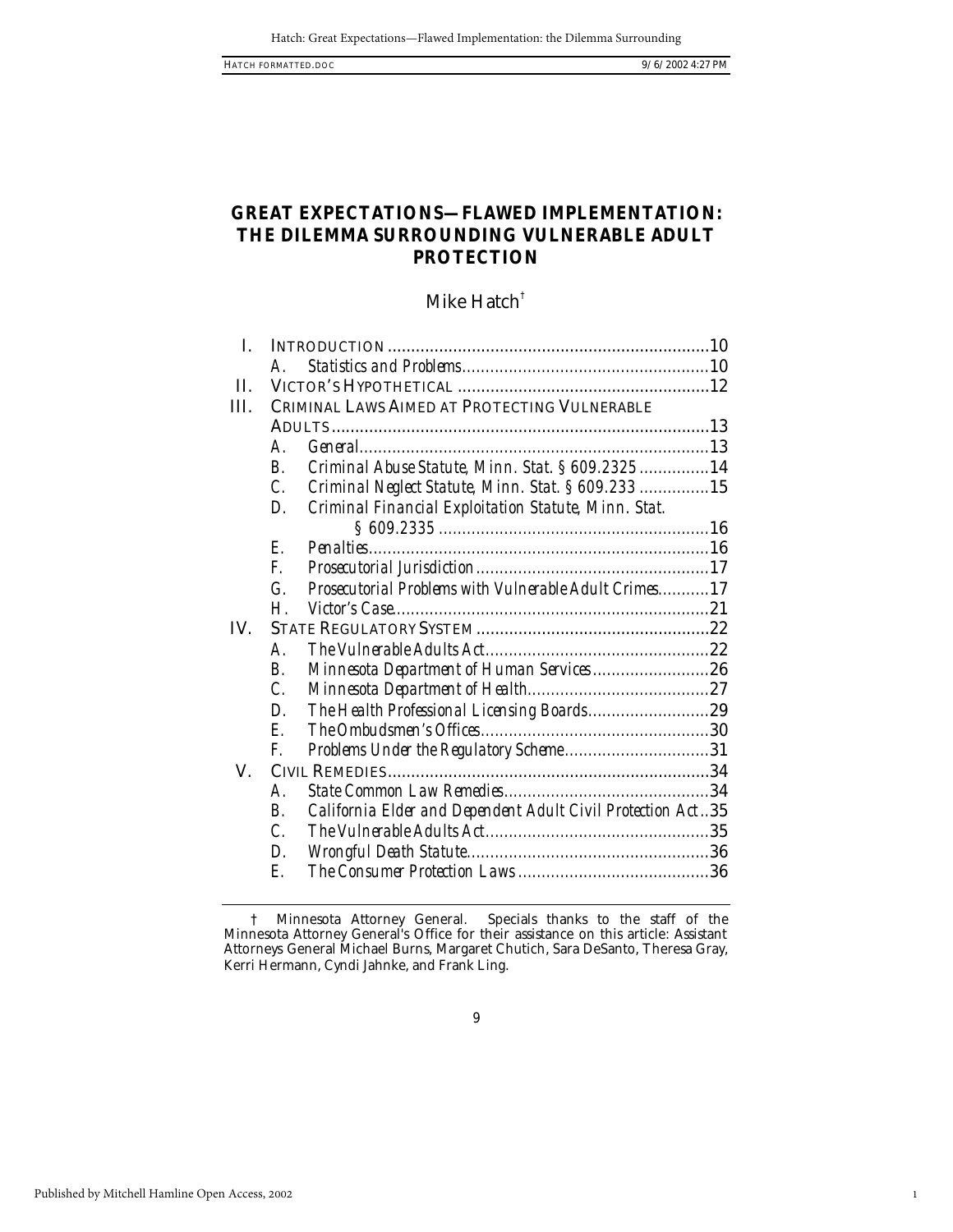# GREAT EXPECTATIONS—FLAWED IMPLEMENTATION: THE DILEMMA SURROUNDING VULNERABLE ADULT PROTECTION

Mike Hatch[†]

I. INTRODUCTION ....................................................................10
   A. *Statistics and Problems*....................................................10
II. VICTOR'S HYPOTHETICAL .....................................................12
III. CRIMINAL LAWS AIMED AT PROTECTING VULNERABLE ADULTS................................................................................13
   A. *General*..........................................................................13
   B. *Criminal Abuse Statute, Minn. Stat. § 609.2325*...............14
   C. *Criminal Neglect Statute, Minn. Stat. § 609.233*...............15
   D. *Criminal Financial Exploitation Statute, Minn. Stat. § 609.2335*.........................................................16
   E. *Penalties*........................................................................16
   F. *Prosecutorial Jurisdiction*.................................................17
   G. *Prosecutorial Problems with Vulnerable Adult Crimes*...........17
   H. *Victor's Case*..................................................................21
IV. STATE REGULATORY SYSTEM .................................................22
   A. *The Vulnerable Adults Act*................................................22
   B. *Minnesota Department of Human Services*.........................26
   C. *Minnesota Department of Health*.......................................27
   D. *The Health Professional Licensing Boards*..........................29
   E. *The Ombudsmen's Offices*................................................30
   F. *Problems Under the Regulatory Scheme*...............................31
V. CIVIL REMEDIES....................................................................34
   A. *State Common Law Remedies*............................................34
   B. *California Elder and Dependent Adult Civil Protection Act*..35
   C. *The Vulnerable Adults Act*................................................35
   D. *Wrongful Death Statute*...................................................36
   E. *The Consumer Protection Laws*.........................................36

† Minnesota Attorney General. Specials thanks to the staff of the Minnesota Attorney General's Office for their assistance on this article: Assistant Attorneys General Michael Burns, Margaret Chutich, Sara DeSanto, Theresa Gray, Kerri Hermann, Cyndi Jahnke, and Frank Ling.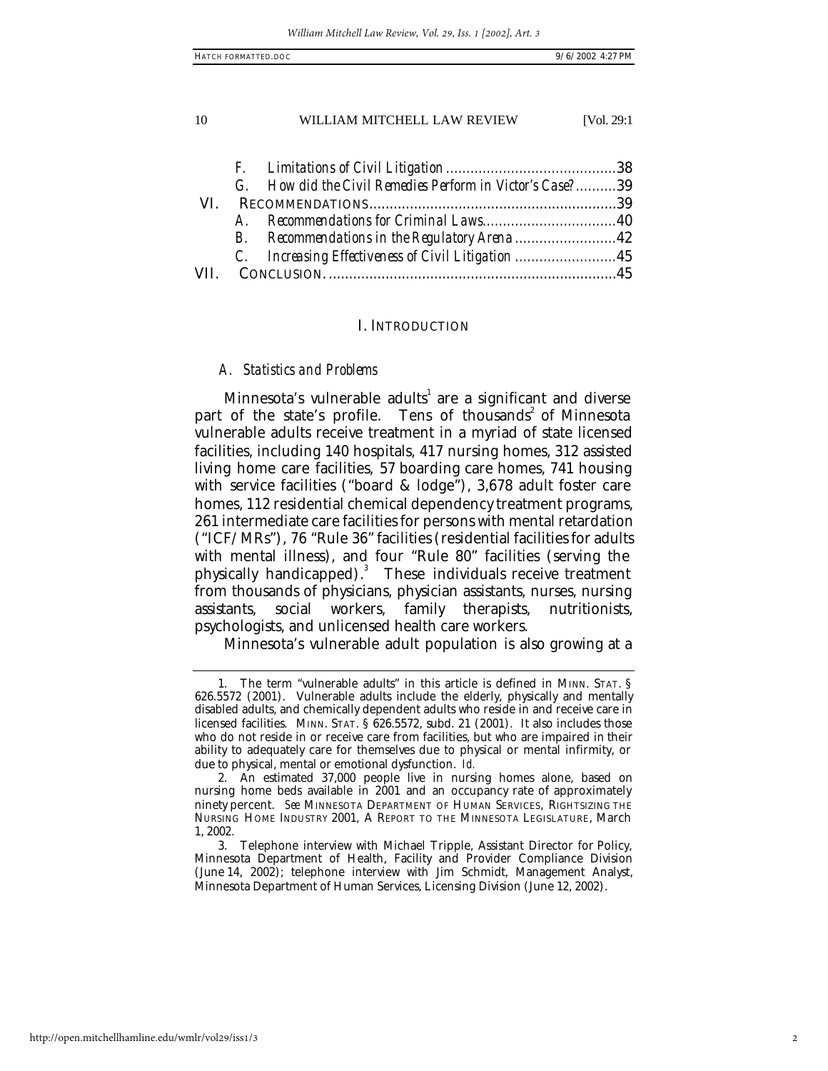F. *Limitations of Civil Litigation* ........................................38
G. *How did the Civil Remedies Perform in Victor's Case?* ..........39
VI. RECOMMENDATIONS ............................................................39
A. *Recommendations for Criminal Laws* ................................40
B. *Recommendations in the Regulatory Arena* ........................42
C. *Increasing Effectiveness of Civil Litigation* ........................45
VII. CONCLUSION. .....................................................................45

## I. INTRODUCTION

### *A. Statistics and Problems*

Minnesota's vulnerable adults[1] are a significant and diverse part of the state's profile. Tens of thousands[2] of Minnesota vulnerable adults receive treatment in a myriad of state licensed facilities, including 140 hospitals, 417 nursing homes, 312 assisted living home care facilities, 57 boarding care homes, 741 housing with service facilities ("board & lodge"), 3,678 adult foster care homes, 112 residential chemical dependency treatment programs, 261 intermediate care facilities for persons with mental retardation ("ICF/MRs"), 76 "Rule 36" facilities (residential facilities for adults with mental illness), and four "Rule 80" facilities (serving the physically handicapped).[3] These individuals receive treatment from thousands of physicians, physician assistants, nurses, nursing assistants, social workers, family therapists, nutritionists, psychologists, and unlicensed health care workers.

Minnesota's vulnerable adult population is also growing at a

---

1. The term "vulnerable adults" in this article is defined in MINN. STAT. § 626.5572 (2001). Vulnerable adults include the elderly, physically and mentally disabled adults, and chemically dependent adults who reside in and receive care in licensed facilities. MINN. STAT. § 626.5572, subd. 21 (2001). It also includes those who do not reside in or receive care from facilities, but who are impaired in their ability to adequately care for themselves due to physical or mental infirmity, or due to physical, mental or emotional dysfunction. *Id.*

2. An estimated 37,000 people live in nursing homes alone, based on nursing home beds available in 2001 and an occupancy rate of approximately ninety percent. *See* MINNESOTA DEPARTMENT OF HUMAN SERVICES, RIGHTSIZING THE NURSING HOME INDUSTRY 2001, A REPORT TO THE MINNESOTA LEGISLATURE, March 1, 2002.

3. Telephone interview with Michael Tripple, Assistant Director for Policy, Minnesota Department of Health, Facility and Provider Compliance Division (June 14, 2002); telephone interview with Jim Schmidt, Management Analyst, Minnesota Department of Human Services, Licensing Division (June 12, 2002).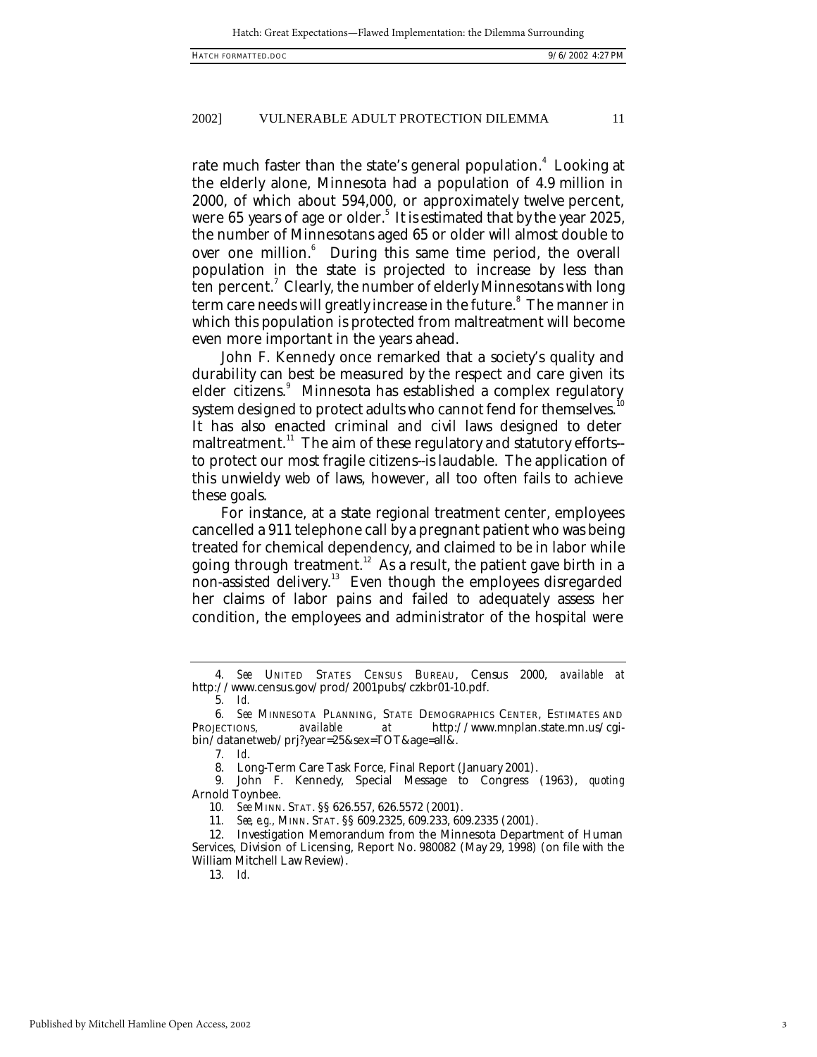rate much faster than the state's general population.[4] Looking at the elderly alone, Minnesota had a population of 4.9 million in 2000, of which about 594,000, or approximately twelve percent, were 65 years of age or older.[5] It is estimated that by the year 2025, the number of Minnesotans aged 65 or older will almost double to over one million.[6] During this same time period, the overall population in the state is projected to increase by less than ten percent.[7] Clearly, the number of elderly Minnesotans with long term care needs will greatly increase in the future.[8] The manner in which this population is protected from maltreatment will become even more important in the years ahead.

John F. Kennedy once remarked that a society's quality and durability can best be measured by the respect and care given its elder citizens.[9] Minnesota has established a complex regulatory system designed to protect adults who cannot fend for themselves.[10] It has also enacted criminal and civil laws designed to deter maltreatment.[11] The aim of these regulatory and statutory efforts--to protect our most fragile citizens--is laudable. The application of this unwieldy web of laws, however, all too often fails to achieve these goals.

For instance, at a state regional treatment center, employees cancelled a 911 telephone call by a pregnant patient who was being treated for chemical dependency, and claimed to be in labor while going through treatment.[12] As a result, the patient gave birth in a non-assisted delivery.[13] Even though the employees disregarded her claims of labor pains and failed to adequately assess her condition, the employees and administrator of the hospital were

---

4. *See* UNITED STATES CENSUS BUREAU, Census 2000, *available at* http://www.census.gov/prod/2001pubs/czkbr01-10.pdf.

5. *Id.*

6. *See* MINNESOTA PLANNING, STATE DEMOGRAPHICS CENTER, ESTIMATES AND PROJECTIONS, *available at* http://www.mnplan.state.mn.us/cgi-bin/datanetweb/prj?year=25&sex=TOT&age=all&.

7. *Id.*

8. Long-Term Care Task Force, Final Report (January 2001).

9. John F. Kennedy, Special Message to Congress (1963), *quoting* Arnold Toynbee.

10. *See* MINN. STAT. §§ 626.557, 626.5572 (2001).

11. *See, e.g.,* MINN. STAT. §§ 609.2325, 609.233, 609.2335 (2001).

12. Investigation Memorandum from the Minnesota Department of Human Services, Division of Licensing, Report No. 980082 (May 29, 1998) (on file with the William Mitchell Law Review).

13. *Id.*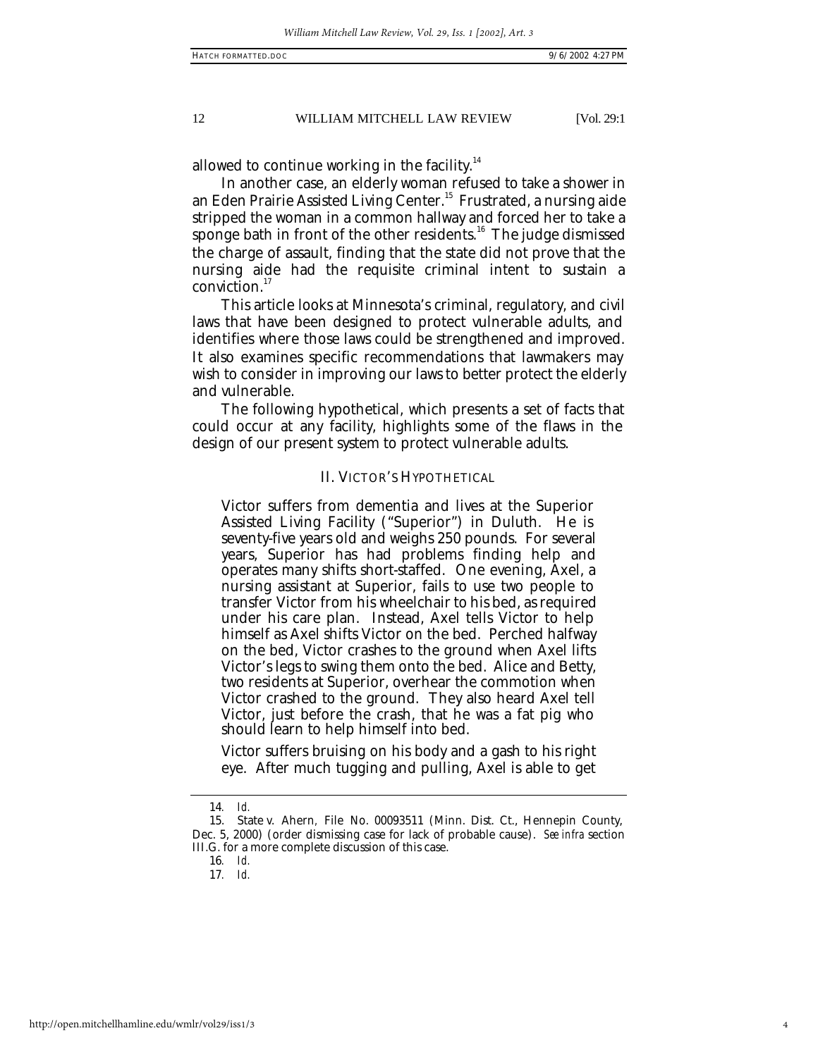allowed to continue working in the facility.[14]

In another case, an elderly woman refused to take a shower in an Eden Prairie Assisted Living Center.[15] Frustrated, a nursing aide stripped the woman in a common hallway and forced her to take a sponge bath in front of the other residents.[16] The judge dismissed the charge of assault, finding that the state did not prove that the nursing aide had the requisite criminal intent to sustain a conviction.[17]

This article looks at Minnesota's criminal, regulatory, and civil laws that have been designed to protect vulnerable adults, and identifies where those laws could be strengthened and improved. It also examines specific recommendations that lawmakers may wish to consider in improving our laws to better protect the elderly and vulnerable.

The following hypothetical, which presents a set of facts that could occur at any facility, highlights some of the flaws in the design of our present system to protect vulnerable adults.

## II. VICTOR'S HYPOTHETICAL

> Victor suffers from dementia and lives at the Superior Assisted Living Facility ("Superior") in Duluth. He is seventy-five years old and weighs 250 pounds. For several years, Superior has had problems finding help and operates many shifts short-staffed. One evening, Axel, a nursing assistant at Superior, fails to use two people to transfer Victor from his wheelchair to his bed, as required under his care plan. Instead, Axel tells Victor to help himself as Axel shifts Victor on the bed. Perched halfway on the bed, Victor crashes to the ground when Axel lifts Victor's legs to swing them onto the bed. Alice and Betty, two residents at Superior, overhear the commotion when Victor crashed to the ground. They also heard Axel tell Victor, just before the crash, that he was a fat pig who should learn to help himself into bed.
>
> Victor suffers bruising on his body and a gash to his right eye. After much tugging and pulling, Axel is able to get

---

14. *Id.*

15. State v. Ahern, File No. 00093511 (Minn. Dist. Ct., Hennepin County, Dec. 5, 2000) (order dismissing case for lack of probable cause). *See infra* section III.G. for a more complete discussion of this case.

16. *Id.*

17. *Id.*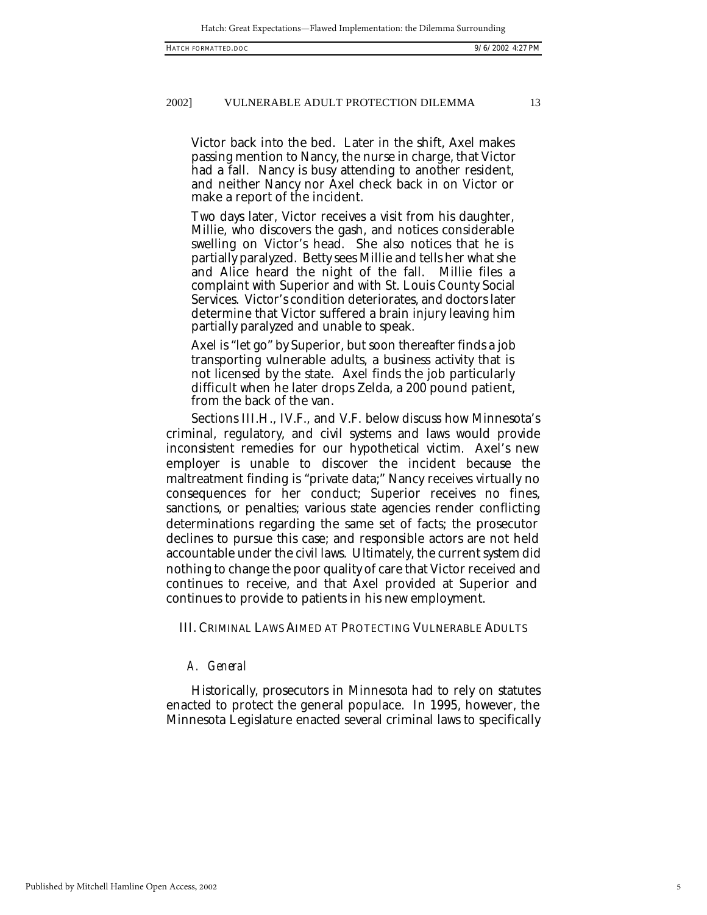Victor back into the bed. Later in the shift, Axel makes passing mention to Nancy, the nurse in charge, that Victor had a fall. Nancy is busy attending to another resident, and neither Nancy nor Axel check back in on Victor or make a report of the incident.

> Two days later, Victor receives a visit from his daughter, Millie, who discovers the gash, and notices considerable swelling on Victor's head. She also notices that he is partially paralyzed. Betty sees Millie and tells her what she and Alice heard the night of the fall. Millie files a complaint with Superior and with St. Louis County Social Services. Victor's condition deteriorates, and doctors later determine that Victor suffered a brain injury leaving him partially paralyzed and unable to speak.
>
> Axel is "let go" by Superior, but soon thereafter finds a job transporting vulnerable adults, a business activity that is not licensed by the state. Axel finds the job particularly difficult when he later drops Zelda, a 200 pound patient, from the back of the van.

Sections III.H., IV.F., and V.F. below discuss how Minnesota's criminal, regulatory, and civil systems and laws would provide inconsistent remedies for our hypothetical victim. Axel's new employer is unable to discover the incident because the maltreatment finding is "private data;" Nancy receives virtually no consequences for her conduct; Superior receives no fines, sanctions, or penalties; various state agencies render conflicting determinations regarding the same set of facts; the prosecutor declines to pursue this case; and responsible actors are not held accountable under the civil laws. Ultimately, the current system did nothing to change the poor quality of care that Victor received and continues to receive, and that Axel provided at Superior and continues to provide to patients in his new employment.

## III. Criminal Laws Aimed at Protecting Vulnerable Adults

### *A. General*

Historically, prosecutors in Minnesota had to rely on statutes enacted to protect the general populace. In 1995, however, the Minnesota Legislature enacted several criminal laws to specifically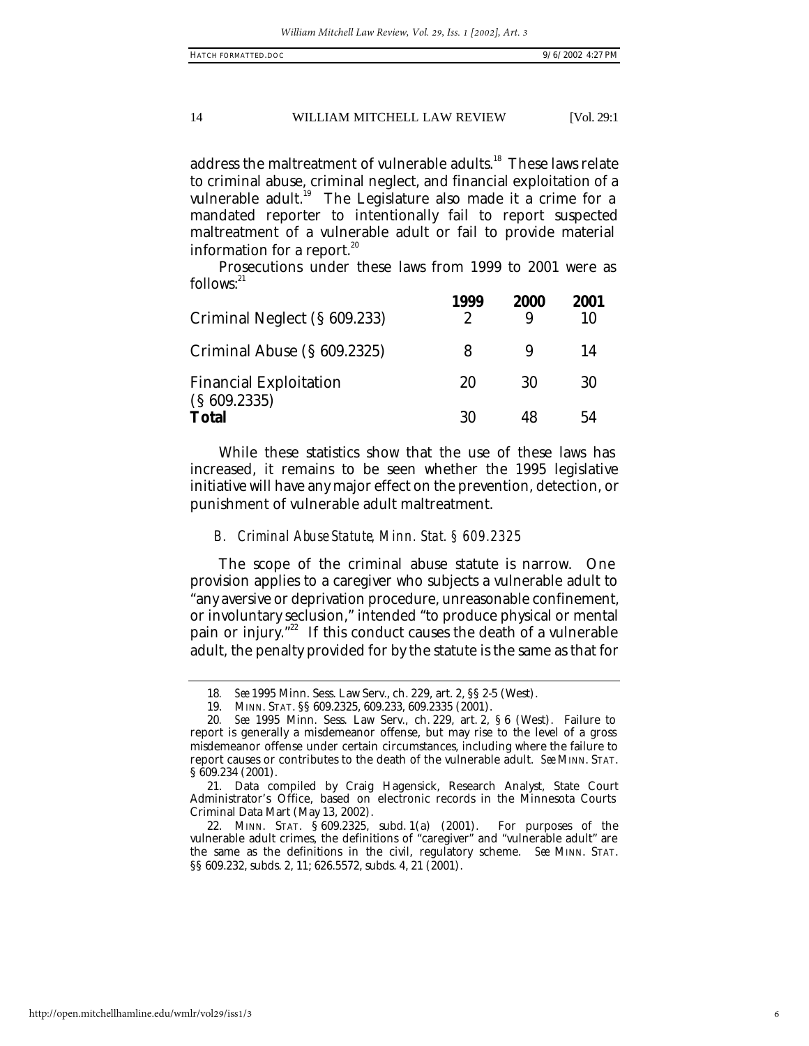address the maltreatment of vulnerable adults.[18] These laws relate to criminal abuse, criminal neglect, and financial exploitation of a vulnerable adult.[19] The Legislature also made it a crime for a mandated reporter to intentionally fail to report suspected maltreatment of a vulnerable adult or fail to provide material information for a report.[20]

Prosecutions under these laws from 1999 to 2001 were as follows:[21]

| | 1999 | 2000 | 2001 |
|---|---|---|---|
| Criminal Neglect (§ 609.233) | 2 | 9 | 10 |
| Criminal Abuse (§ 609.2325) | 8 | 9 | 14 |
| Financial Exploitation (§ 609.2335) | 20 | 30 | 30 |
| **Total** | 30 | 48 | 54 |

While these statistics show that the use of these laws has increased, it remains to be seen whether the 1995 legislative initiative will have any major effect on the prevention, detection, or punishment of vulnerable adult maltreatment.

### *B. Criminal Abuse Statute, Minn. Stat. § 609.2325*

The scope of the criminal abuse statute is narrow. One provision applies to a caregiver who subjects a vulnerable adult to "any aversive or deprivation procedure, unreasonable confinement, or involuntary seclusion," intended "to produce physical or mental pain or injury."[22] If this conduct causes the death of a vulnerable adult, the penalty provided for by the statute is the same as that for

---

18. *See* 1995 Minn. Sess. Law Serv., ch. 229, art. 2, §§ 2-5 (West).

19. MINN. STAT. §§ 609.2325, 609.233, 609.2335 (2001).

20. *See* 1995 Minn. Sess. Law Serv., ch. 229, art. 2, § 6 (West). Failure to report is generally a misdemeanor offense, but may rise to the level of a gross misdemeanor offense under certain circumstances, including where the failure to report causes or contributes to the death of the vulnerable adult. *See* MINN. STAT. § 609.234 (2001).

21. Data compiled by Craig Hagensick, Research Analyst, State Court Administrator's Office, based on electronic records in the Minnesota Courts Criminal Data Mart (May 13, 2002).

22. MINN. STAT. § 609.2325, subd. 1(a) (2001). For purposes of the vulnerable adult crimes, the definitions of "caregiver" and "vulnerable adult" are the same as the definitions in the civil, regulatory scheme. *See* MINN. STAT. §§ 609.232, subds. 2, 11; 626.5572, subds. 4, 21 (2001).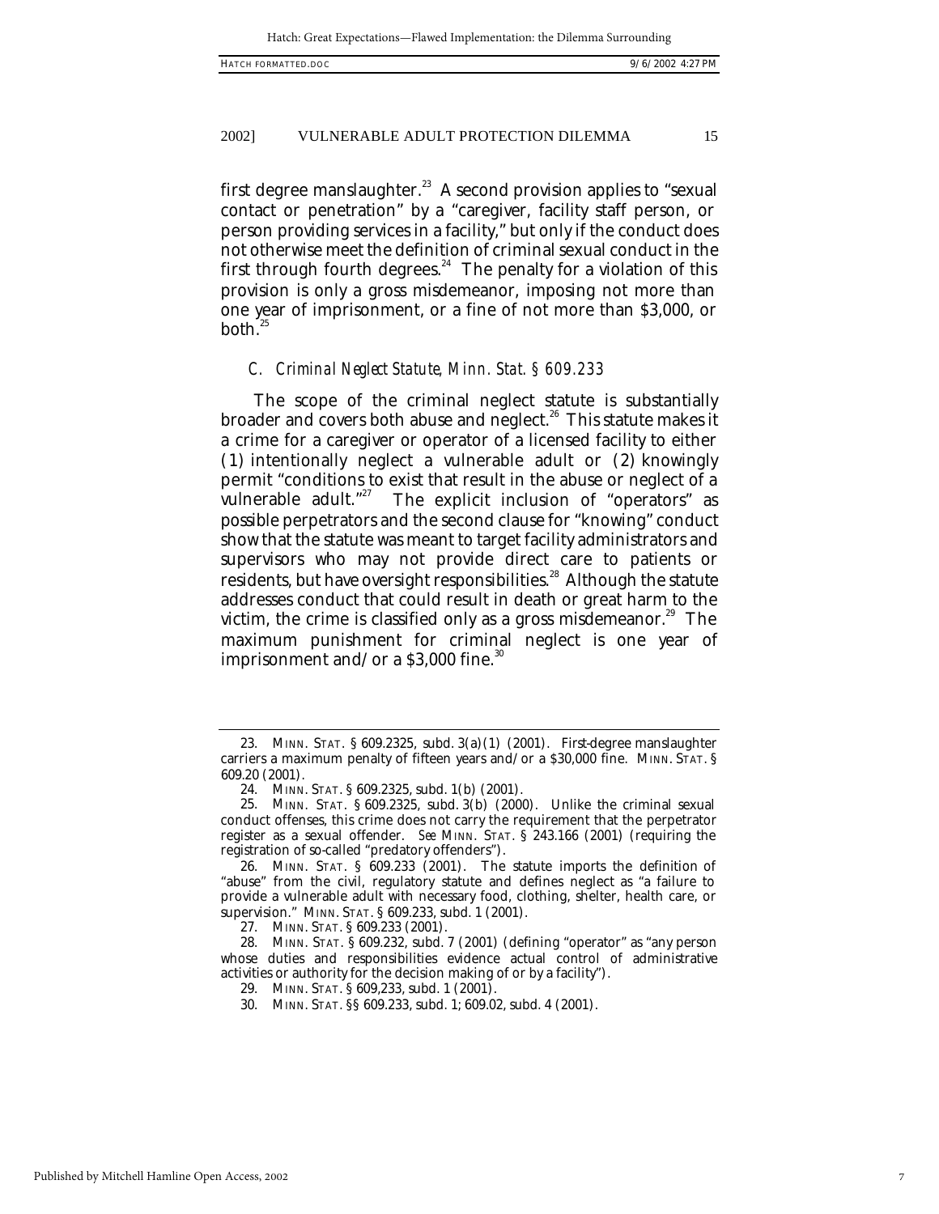first degree manslaughter.[23] A second provision applies to "sexual contact or penetration" by a "caregiver, facility staff person, or person providing services in a facility," but only if the conduct does not otherwise meet the definition of criminal sexual conduct in the first through fourth degrees.[24] The penalty for a violation of this provision is only a gross misdemeanor, imposing not more than one year of imprisonment, or a fine of not more than $3,000, or both.[25]

### *C. Criminal Neglect Statute, Minn. Stat. § 609.233*

The scope of the criminal neglect statute is substantially broader and covers both abuse and neglect.[26] This statute makes it a crime for a caregiver or operator of a licensed facility to either (1) intentionally neglect a vulnerable adult or (2) knowingly permit "conditions to exist that result in the abuse or neglect of a vulnerable adult."[27] The explicit inclusion of "operators" as possible perpetrators and the second clause for "knowing" conduct show that the statute was meant to target facility administrators and supervisors who may not provide direct care to patients or residents, but have oversight responsibilities.[28] Although the statute addresses conduct that could result in death or great harm to the victim, the crime is classified only as a gross misdemeanor.[29] The maximum punishment for criminal neglect is one year of imprisonment and/or a $3,000 fine.[30]

---

23. MINN. STAT. § 609.2325, subd. 3(a)(1) (2001). First-degree manslaughter carriers a maximum penalty of fifteen years and/or a $30,000 fine. MINN. STAT. § 609.20 (2001).

24. MINN. STAT. § 609.2325, subd. 1(b) (2001).

25. MINN. STAT. § 609.2325, subd. 3(b) (2000). Unlike the criminal sexual conduct offenses, this crime does not carry the requirement that the perpetrator register as a sexual offender. *See* MINN. STAT. § 243.166 (2001) (requiring the registration of so-called "predatory offenders").

26. MINN. STAT. § 609.233 (2001). The statute imports the definition of "abuse" from the civil, regulatory statute and defines neglect as "a failure to provide a vulnerable adult with necessary food, clothing, shelter, health care, or supervision." MINN. STAT. § 609.233, subd. 1 (2001).

27. MINN. STAT. § 609.233 (2001).

28. MINN. STAT. § 609.232, subd. 7 (2001) (defining "operator" as "any person whose duties and responsibilities evidence actual control of administrative activities or authority for the decision making of or by a facility").

29. MINN. STAT. § 609,233, subd. 1 (2001).

30. MINN. STAT. §§ 609.233, subd. 1; 609.02, subd. 4 (2001).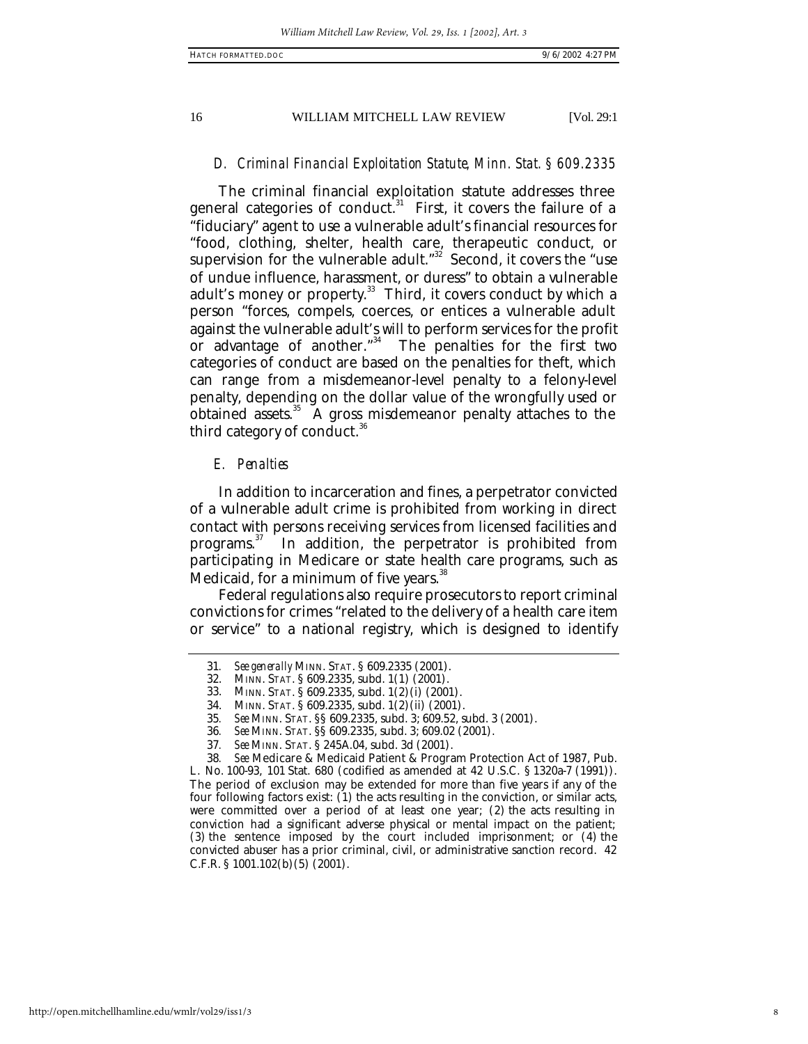### *D. Criminal Financial Exploitation Statute, Minn. Stat. § 609.2335*

The criminal financial exploitation statute addresses three general categories of conduct.[31] First, it covers the failure of a "fiduciary" agent to use a vulnerable adult's financial resources for "food, clothing, shelter, health care, therapeutic conduct, or supervision for the vulnerable adult."[32] Second, it covers the "use of undue influence, harassment, or duress" to obtain a vulnerable adult's money or property.[33] Third, it covers conduct by which a person "forces, compels, coerces, or entices a vulnerable adult against the vulnerable adult's will to perform services for the profit or advantage of another."[34] The penalties for the first two categories of conduct are based on the penalties for theft, which can range from a misdemeanor-level penalty to a felony-level penalty, depending on the dollar value of the wrongfully used or obtained assets.[35] A gross misdemeanor penalty attaches to the third category of conduct.[36]

### *E. Penalties*

In addition to incarceration and fines, a perpetrator convicted of a vulnerable adult crime is prohibited from working in direct contact with persons receiving services from licensed facilities and programs.[37] In addition, the perpetrator is prohibited from participating in Medicare or state health care programs, such as Medicaid, for a minimum of five years.[38]

Federal regulations also require prosecutors to report criminal convictions for crimes "related to the delivery of a health care item or service" to a national registry, which is designed to identify

---

31. *See generally* MINN. STAT. § 609.2335 (2001).

32. MINN. STAT. § 609.2335, subd. 1(1) (2001).

33. MINN. STAT. § 609.2335, subd. 1(2)(i) (2001).

34. MINN. STAT. § 609.2335, subd. 1(2)(ii) (2001).

35. *See* MINN. STAT. §§ 609.2335, subd. 3; 609.52, subd. 3 (2001).

36. *See* MINN. STAT. §§ 609.2335, subd. 3; 609.02 (2001).

37. *See* MINN. STAT. § 245A.04, subd. 3d (2001).

38. *See* Medicare & Medicaid Patient & Program Protection Act of 1987, Pub. L. No. 100-93, 101 Stat. 680 (codified as amended at 42 U.S.C. § 1320a-7 (1991)). The period of exclusion may be extended for more than five years if any of the four following factors exist: (1) the acts resulting in the conviction, or similar acts, were committed over a period of at least one year; (2) the acts resulting in conviction had a significant adverse physical or mental impact on the patient; (3) the sentence imposed by the court included imprisonment; or (4) the convicted abuser has a prior criminal, civil, or administrative sanction record. 42 C.F.R. § 1001.102(b)(5) (2001).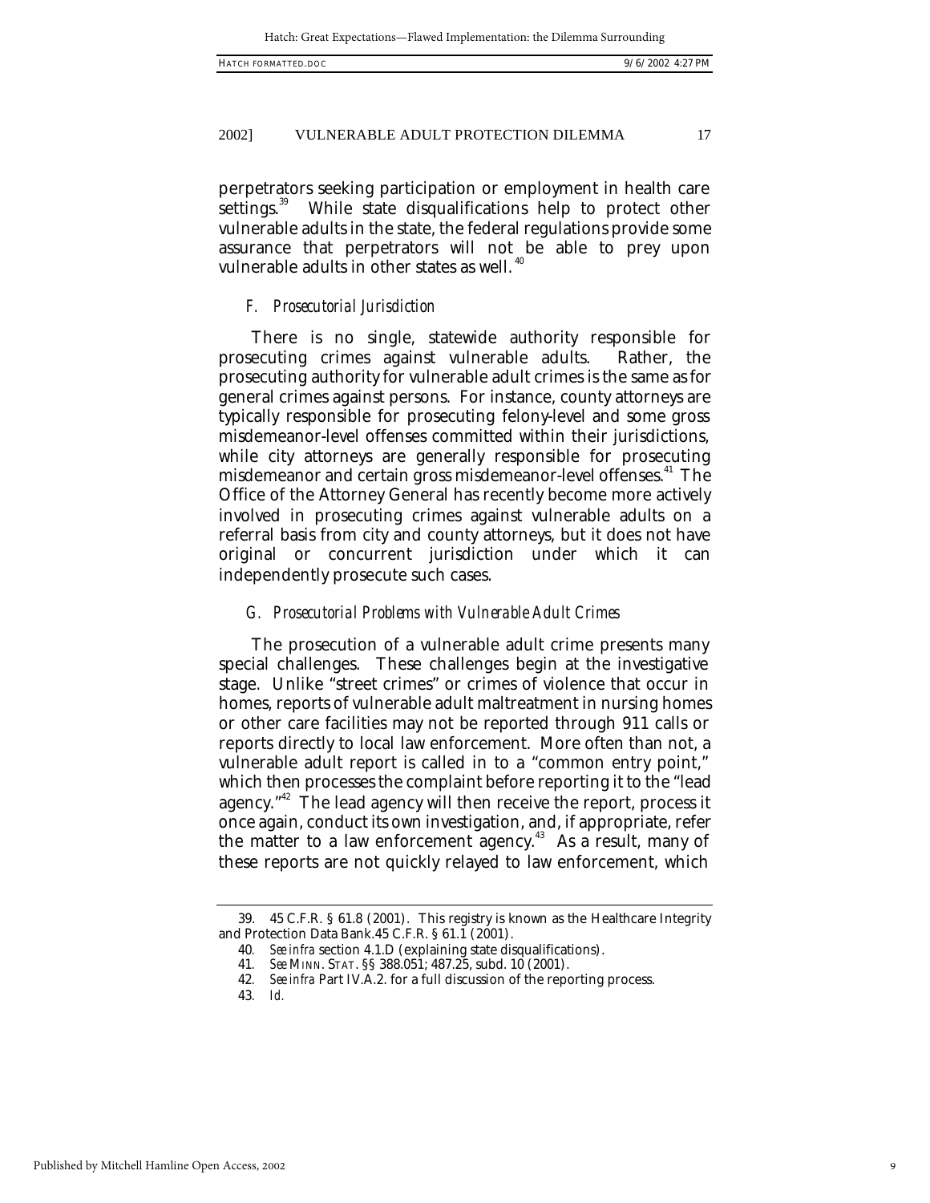perpetrators seeking participation or employment in health care settings.[39] While state disqualifications help to protect other vulnerable adults in the state, the federal regulations provide some assurance that perpetrators will not be able to prey upon vulnerable adults in other states as well.[40]

### *F. Prosecutorial Jurisdiction*

There is no single, statewide authority responsible for prosecuting crimes against vulnerable adults. Rather, the prosecuting authority for vulnerable adult crimes is the same as for general crimes against persons. For instance, county attorneys are typically responsible for prosecuting felony-level and some gross misdemeanor-level offenses committed within their jurisdictions, while city attorneys are generally responsible for prosecuting misdemeanor and certain gross misdemeanor-level offenses.[41] The Office of the Attorney General has recently become more actively involved in prosecuting crimes against vulnerable adults on a referral basis from city and county attorneys, but it does not have original or concurrent jurisdiction under which it can independently prosecute such cases.

### *G. Prosecutorial Problems with Vulnerable Adult Crimes*

The prosecution of a vulnerable adult crime presents many special challenges. These challenges begin at the investigative stage. Unlike "street crimes" or crimes of violence that occur in homes, reports of vulnerable adult maltreatment in nursing homes or other care facilities may not be reported through 911 calls or reports directly to local law enforcement. More often than not, a vulnerable adult report is called in to a "common entry point," which then processes the complaint before reporting it to the "lead agency."[42] The lead agency will then receive the report, process it once again, conduct its own investigation, and, if appropriate, refer the matter to a law enforcement agency.[43] As a result, many of these reports are not quickly relayed to law enforcement, which

---

39. 45 C.F.R. § 61.8 (2001). This registry is known as the Healthcare Integrity and Protection Data Bank.45 C.F.R. § 61.1 (2001).

40. *See infra* section 4.1.D (explaining state disqualifications).

41. *See* MINN. STAT. §§ 388.051; 487.25, subd. 10 (2001).

42. *See infra* Part IV.A.2. for a full discussion of the reporting process.

43. *Id.*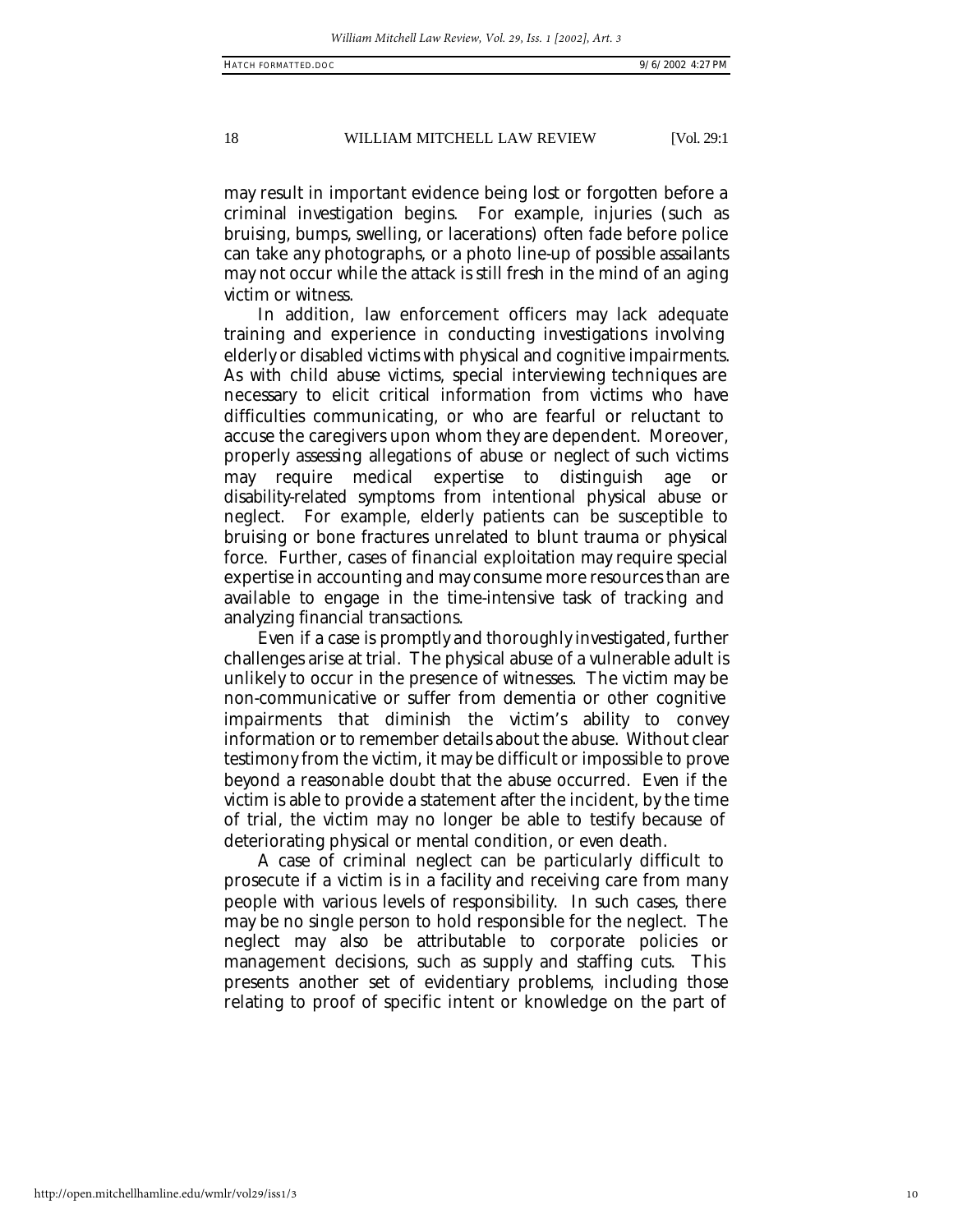may result in important evidence being lost or forgotten before a criminal investigation begins. For example, injuries (such as bruising, bumps, swelling, or lacerations) often fade before police can take any photographs, or a photo line-up of possible assailants may not occur while the attack is still fresh in the mind of an aging victim or witness.

In addition, law enforcement officers may lack adequate training and experience in conducting investigations involving elderly or disabled victims with physical and cognitive impairments. As with child abuse victims, special interviewing techniques are necessary to elicit critical information from victims who have difficulties communicating, or who are fearful or reluctant to accuse the caregivers upon whom they are dependent. Moreover, properly assessing allegations of abuse or neglect of such victims may require medical expertise to distinguish age or disability-related symptoms from intentional physical abuse or neglect. For example, elderly patients can be susceptible to bruising or bone fractures unrelated to blunt trauma or physical force. Further, cases of financial exploitation may require special expertise in accounting and may consume more resources than are available to engage in the time-intensive task of tracking and analyzing financial transactions.

Even if a case is promptly and thoroughly investigated, further challenges arise at trial. The physical abuse of a vulnerable adult is unlikely to occur in the presence of witnesses. The victim may be non-communicative or suffer from dementia or other cognitive impairments that diminish the victim's ability to convey information or to remember details about the abuse. Without clear testimony from the victim, it may be difficult or impossible to prove beyond a reasonable doubt that the abuse occurred. Even if the victim is able to provide a statement after the incident, by the time of trial, the victim may no longer be able to testify because of deteriorating physical or mental condition, or even death.

A case of criminal neglect can be particularly difficult to prosecute if a victim is in a facility and receiving care from many people with various levels of responsibility. In such cases, there may be no single person to hold responsible for the neglect. The neglect may also be attributable to corporate policies or management decisions, such as supply and staffing cuts. This presents another set of evidentiary problems, including those relating to proof of specific intent or knowledge on the part of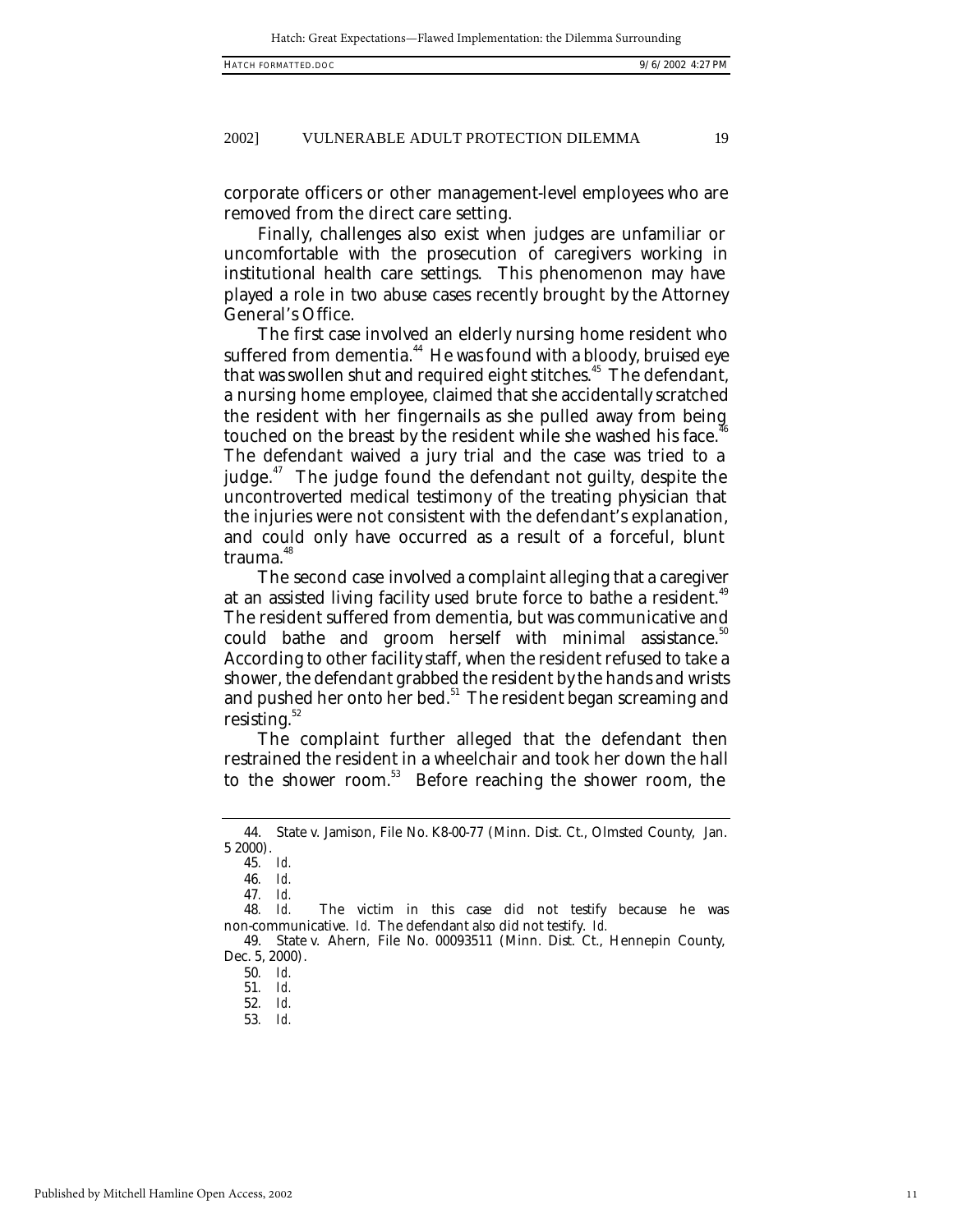corporate officers or other management-level employees who are removed from the direct care setting.

Finally, challenges also exist when judges are unfamiliar or uncomfortable with the prosecution of caregivers working in institutional health care settings. This phenomenon may have played a role in two abuse cases recently brought by the Attorney General's Office.

The first case involved an elderly nursing home resident who suffered from dementia.[44] He was found with a bloody, bruised eye that was swollen shut and required eight stitches.[45] The defendant, a nursing home employee, claimed that she accidentally scratched the resident with her fingernails as she pulled away from being touched on the breast by the resident while she washed his face.[46] The defendant waived a jury trial and the case was tried to a judge.[47] The judge found the defendant not guilty, despite the uncontroverted medical testimony of the treating physician that the injuries were not consistent with the defendant's explanation, and could only have occurred as a result of a forceful, blunt trauma.[48]

The second case involved a complaint alleging that a caregiver at an assisted living facility used brute force to bathe a resident.[49] The resident suffered from dementia, but was communicative and could bathe and groom herself with minimal assistance.[50] According to other facility staff, when the resident refused to take a shower, the defendant grabbed the resident by the hands and wrists and pushed her onto her bed.[51] The resident began screaming and resisting.[52]

The complaint further alleged that the defendant then restrained the resident in a wheelchair and took her down the hall to the shower room.[53] Before reaching the shower room, the

---

44. State v. Jamison, File No. K8-00-77 (Minn. Dist. Ct., Olmsted County, Jan. 5 2000).

45. *Id.*

46. *Id.*

47. *Id.*

48. *Id.* The victim in this case did not testify because he was non-communicative. *Id.* The defendant also did not testify. *Id.*

49. State v. Ahern, File No. 00093511 (Minn. Dist. Ct., Hennepin County, Dec. 5, 2000).

50. *Id.*

51. *Id.*

52. *Id.*

53. *Id.*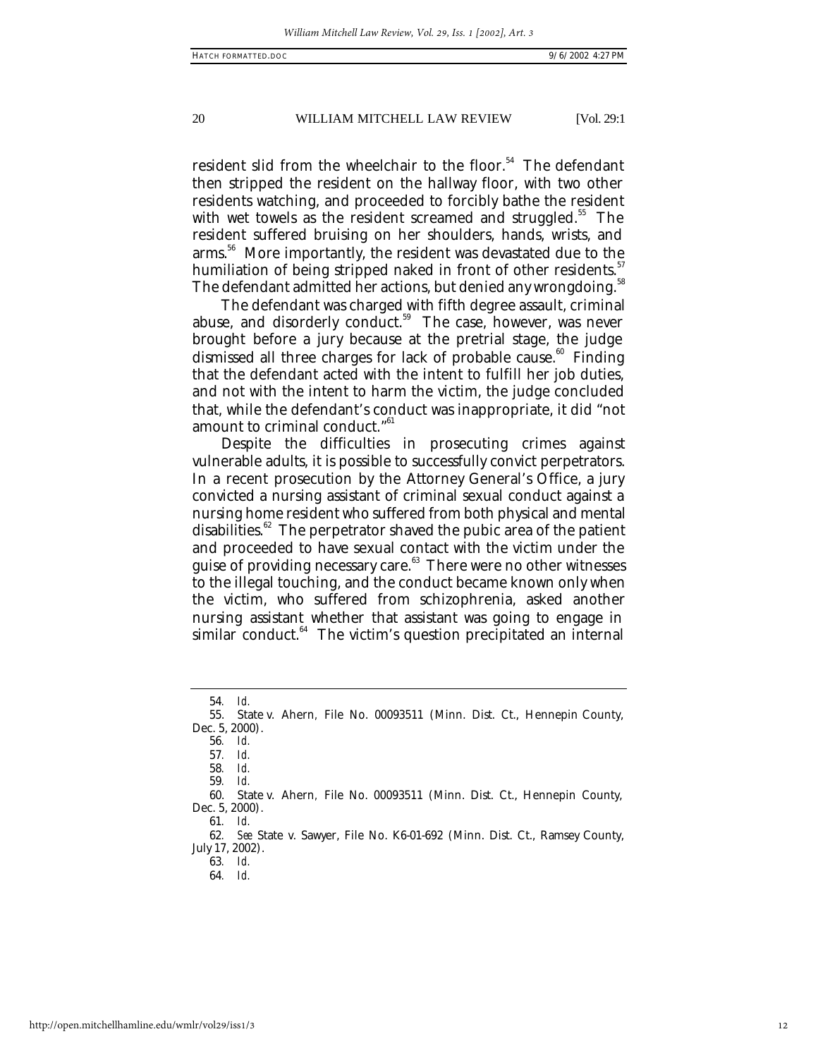resident slid from the wheelchair to the floor.[54] The defendant then stripped the resident on the hallway floor, with two other residents watching, and proceeded to forcibly bathe the resident with wet towels as the resident screamed and struggled.[55] The resident suffered bruising on her shoulders, hands, wrists, and arms.[56] More importantly, the resident was devastated due to the humiliation of being stripped naked in front of other residents.[57] The defendant admitted her actions, but denied any wrongdoing.[58]

The defendant was charged with fifth degree assault, criminal abuse, and disorderly conduct.[59] The case, however, was never brought before a jury because at the pretrial stage, the judge dismissed all three charges for lack of probable cause.[60] Finding that the defendant acted with the intent to fulfill her job duties, and not with the intent to harm the victim, the judge concluded that, while the defendant's conduct was inappropriate, it did "not amount to criminal conduct."[61]

Despite the difficulties in prosecuting crimes against vulnerable adults, it is possible to successfully convict perpetrators. In a recent prosecution by the Attorney General's Office, a jury convicted a nursing assistant of criminal sexual conduct against a nursing home resident who suffered from both physical and mental disabilities.[62] The perpetrator shaved the pubic area of the patient and proceeded to have sexual contact with the victim under the guise of providing necessary care.[63] There were no other witnesses to the illegal touching, and the conduct became known only when the victim, who suffered from schizophrenia, asked another nursing assistant whether that assistant was going to engage in similar conduct.[64] The victim's question precipitated an internal

---

54. *Id.*

55. State v. Ahern, File No. 00093511 (Minn. Dist. Ct., Hennepin County, Dec. 5, 2000).

56. *Id.*

57. *Id.*

58. *Id.*

59. *Id.*

60. State v. Ahern, File No. 00093511 (Minn. Dist. Ct., Hennepin County, Dec. 5, 2000).

61. *Id.*

62. *See* State v. Sawyer, File No. K6-01-692 (Minn. Dist. Ct., Ramsey County, July 17, 2002).

63. *Id.*

64. *Id.*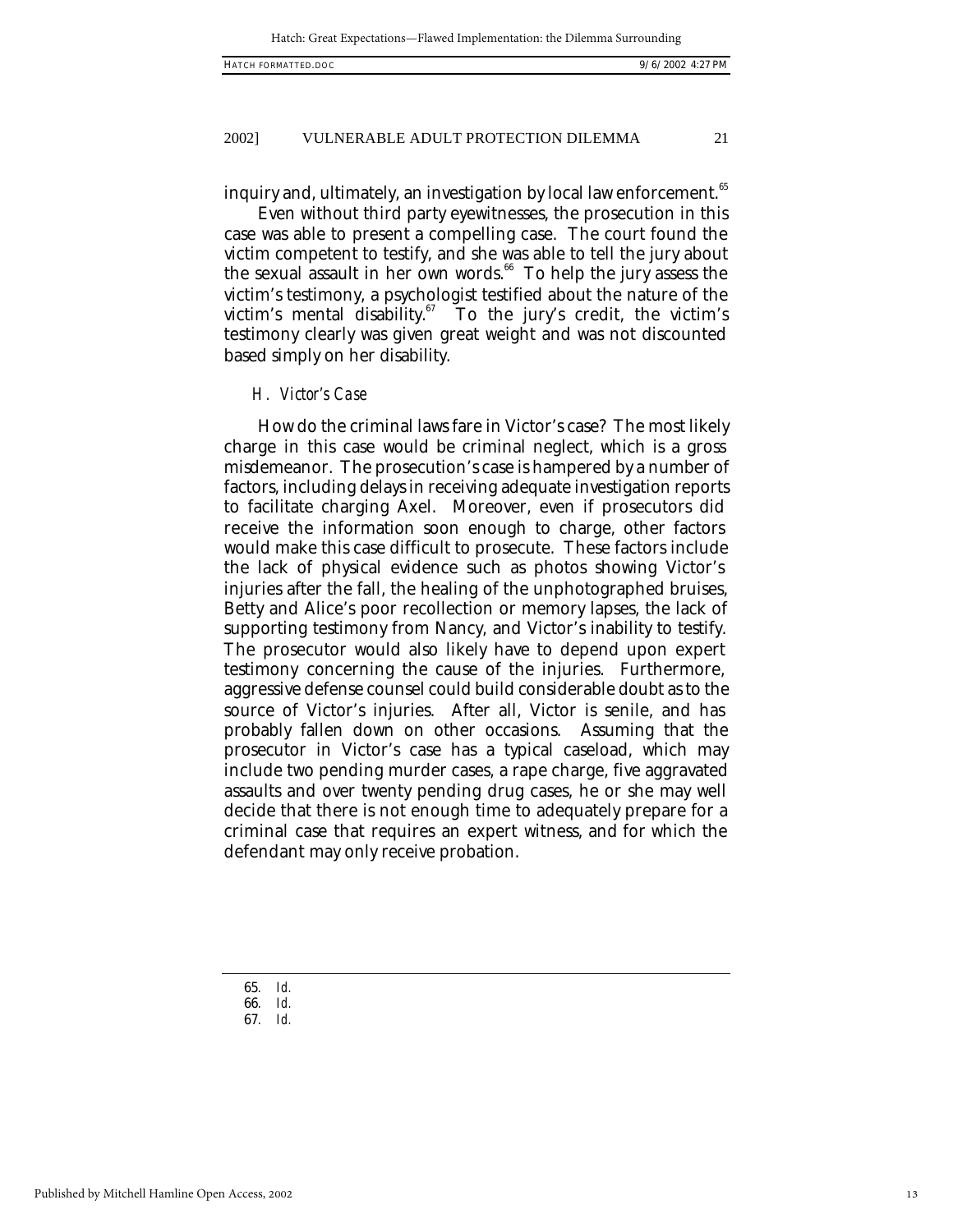inquiry and, ultimately, an investigation by local law enforcement.[65]

Even without third party eyewitnesses, the prosecution in this case was able to present a compelling case. The court found the victim competent to testify, and she was able to tell the jury about the sexual assault in her own words.[66] To help the jury assess the victim's testimony, a psychologist testified about the nature of the victim's mental disability.[67] To the jury's credit, the victim's testimony clearly was given great weight and was not discounted based simply on her disability.

### *H. Victor's Case*

How do the criminal laws fare in Victor's case? The most likely charge in this case would be criminal neglect, which is a gross misdemeanor. The prosecution's case is hampered by a number of factors, including delays in receiving adequate investigation reports to facilitate charging Axel. Moreover, even if prosecutors did receive the information soon enough to charge, other factors would make this case difficult to prosecute. These factors include the lack of physical evidence such as photos showing Victor's injuries after the fall, the healing of the unphotographed bruises, Betty and Alice's poor recollection or memory lapses, the lack of supporting testimony from Nancy, and Victor's inability to testify. The prosecutor would also likely have to depend upon expert testimony concerning the cause of the injuries. Furthermore, aggressive defense counsel could build considerable doubt as to the source of Victor's injuries. After all, Victor is senile, and has probably fallen down on other occasions. Assuming that the prosecutor in Victor's case has a typical caseload, which may include two pending murder cases, a rape charge, five aggravated assaults and over twenty pending drug cases, he or she may well decide that there is not enough time to adequately prepare for a criminal case that requires an expert witness, and for which the defendant may only receive probation.

---

65. *Id.*
66. *Id.*
67. *Id.*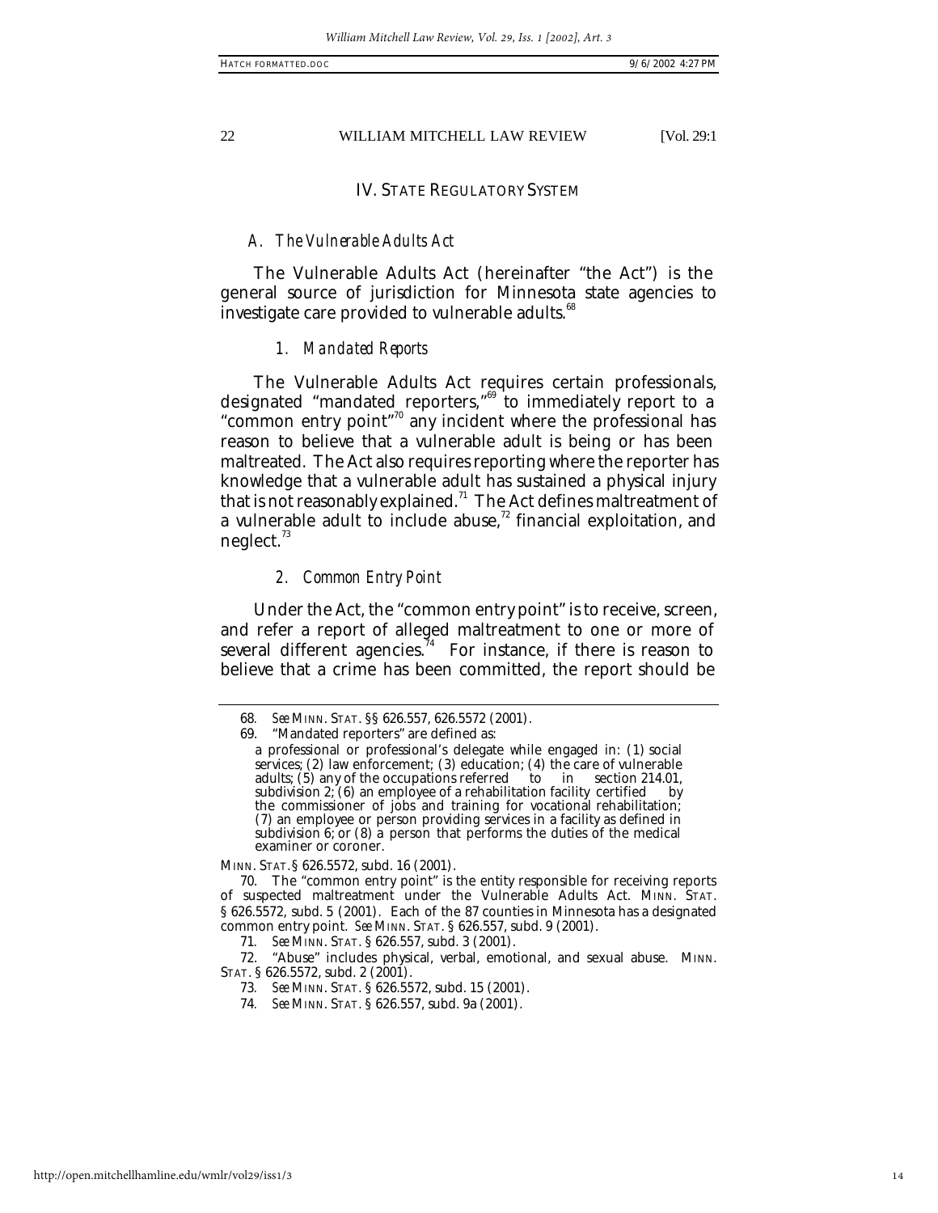## IV. STATE REGULATORY SYSTEM

### *A. The Vulnerable Adults Act*

The Vulnerable Adults Act (hereinafter "the Act") is the general source of jurisdiction for Minnesota state agencies to investigate care provided to vulnerable adults.[68]

#### *1. Mandated Reports*

The Vulnerable Adults Act requires certain professionals, designated "mandated reporters,"[69] to immediately report to a "common entry point"[70] any incident where the professional has reason to believe that a vulnerable adult is being or has been maltreated. The Act also requires reporting where the reporter has knowledge that a vulnerable adult has sustained a physical injury that is not reasonably explained.[71] The Act defines maltreatment of a vulnerable adult to include abuse,[72] financial exploitation, and neglect.[73]

#### *2. Common Entry Point*

Under the Act, the "common entry point" is to receive, screen, and refer a report of alleged maltreatment to one or more of several different agencies.[74] For instance, if there is reason to believe that a crime has been committed, the report should be

---

68. *See* MINN. STAT. §§ 626.557, 626.5572 (2001).

69. "Mandated reporters" are defined as:

> a professional or professional's delegate while engaged in: (1) social services; (2) law enforcement; (3) education; (4) the care of vulnerable adults; (5) any of the occupations referred to in section 214.01, subdivision 2; (6) an employee of a rehabilitation facility certified by the commissioner of jobs and training for vocational rehabilitation; (7) an employee or person providing services in a facility as defined in subdivision 6; or (8) a person that performs the duties of the medical examiner or coroner.

MINN. STAT.§ 626.5572, subd. 16 (2001).

70. The "common entry point" is the entity responsible for receiving reports of suspected maltreatment under the Vulnerable Adults Act. MINN. STAT. § 626.5572, subd. 5 (2001). Each of the 87 counties in Minnesota has a designated common entry point. *See* MINN. STAT. § 626.557, subd. 9 (2001).

71. *See* MINN. STAT. § 626.557, subd. 3 (2001).

72. "Abuse" includes physical, verbal, emotional, and sexual abuse. MINN. STAT. § 626.5572, subd. 2 (2001).

73. *See* MINN. STAT. § 626.5572, subd. 15 (2001).

74. *See* MINN. STAT. § 626.557, subd. 9a (2001).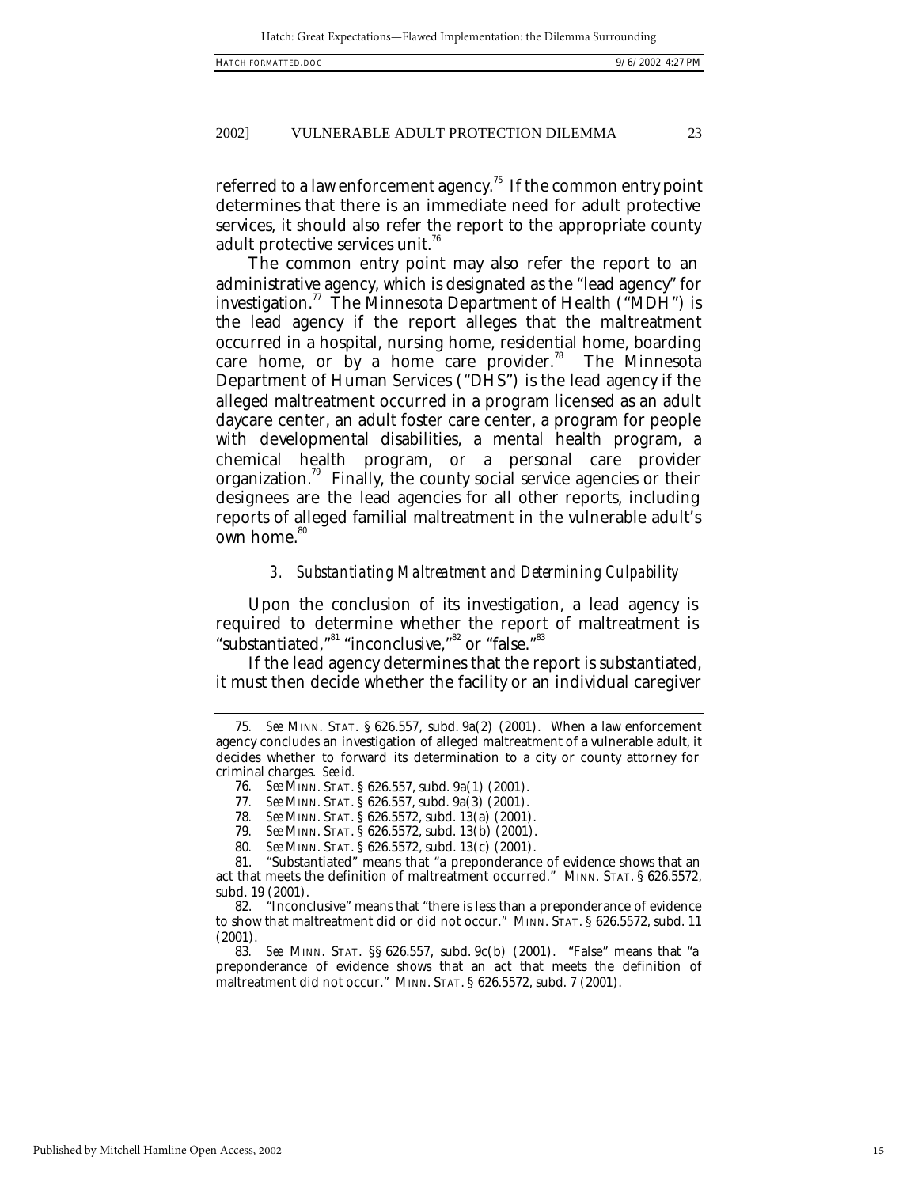referred to a law enforcement agency.[75] If the common entry point determines that there is an immediate need for adult protective services, it should also refer the report to the appropriate county adult protective services unit.[76]

The common entry point may also refer the report to an administrative agency, which is designated as the "lead agency" for investigation.[77] The Minnesota Department of Health ("MDH") is the lead agency if the report alleges that the maltreatment occurred in a hospital, nursing home, residential home, boarding care home, or by a home care provider.[78] The Minnesota Department of Human Services ("DHS") is the lead agency if the alleged maltreatment occurred in a program licensed as an adult daycare center, an adult foster care center, a program for people with developmental disabilities, a mental health program, a chemical health program, or a personal care provider organization.[79] Finally, the county social service agencies or their designees are the lead agencies for all other reports, including reports of alleged familial maltreatment in the vulnerable adult's own home.[80]

### *3. Substantiating Maltreatment and Determining Culpability*

Upon the conclusion of its investigation, a lead agency is required to determine whether the report of maltreatment is "substantiated,"[81] "inconclusive,"[82] or "false."[83]

If the lead agency determines that the report is substantiated, it must then decide whether the facility or an individual caregiver

---

75. *See* MINN. STAT. § 626.557, subd. 9a(2) (2001). When a law enforcement agency concludes an investigation of alleged maltreatment of a vulnerable adult, it decides whether to forward its determination to a city or county attorney for criminal charges. *See id.*

76. *See* MINN. STAT. § 626.557, subd. 9a(1) (2001).

77. *See* MINN. STAT. § 626.557, subd. 9a(3) (2001).

78. *See* MINN. STAT. § 626.5572, subd. 13(a) (2001).

79. *See* MINN. STAT. § 626.5572, subd. 13(b) (2001).

80. *See* MINN. STAT. § 626.5572, subd. 13(c) (2001).

81. "Substantiated" means that "a preponderance of evidence shows that an act that meets the definition of maltreatment occurred." MINN. STAT. § 626.5572, subd. 19 (2001).

82. "Inconclusive" means that "there is less than a preponderance of evidence to show that maltreatment did or did not occur." MINN. STAT. § 626.5572, subd. 11 (2001).

83. *See* MINN. STAT. §§ 626.557, subd. 9c(b) (2001). "False" means that "a preponderance of evidence shows that an act that meets the definition of maltreatment did not occur." MINN. STAT. § 626.5572, subd. 7 (2001).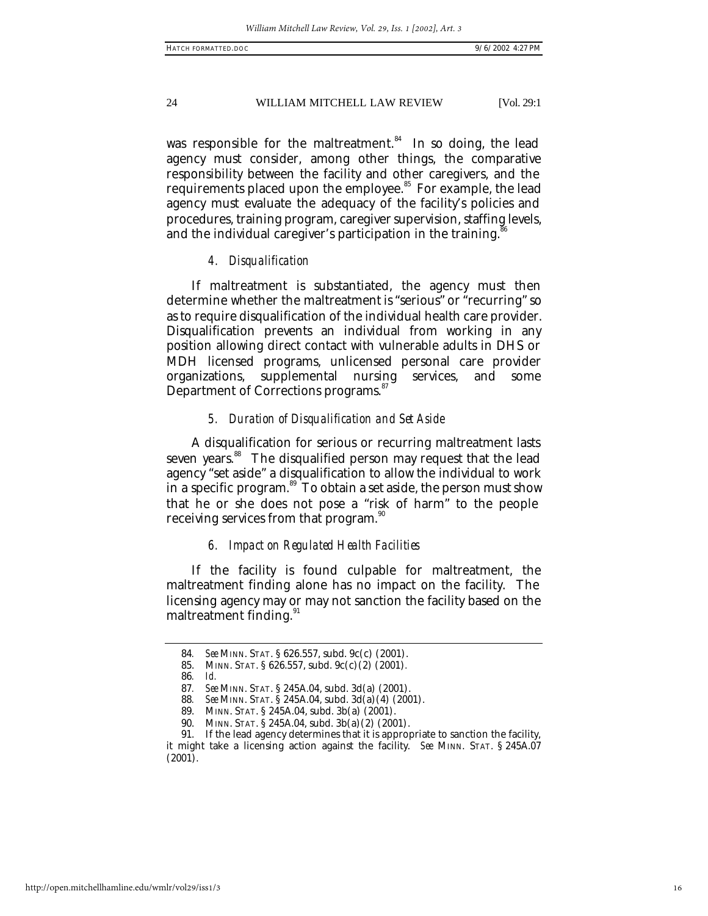was responsible for the maltreatment.[84] In so doing, the lead agency must consider, among other things, the comparative responsibility between the facility and other caregivers, and the requirements placed upon the employee.[85] For example, the lead agency must evaluate the adequacy of the facility's policies and procedures, training program, caregiver supervision, staffing levels, and the individual caregiver's participation in the training.[86]

#### *4. Disqualification*

If maltreatment is substantiated, the agency must then determine whether the maltreatment is "serious" or "recurring" so as to require disqualification of the individual health care provider. Disqualification prevents an individual from working in any position allowing direct contact with vulnerable adults in DHS or MDH licensed programs, unlicensed personal care provider organizations, supplemental nursing services, and some Department of Corrections programs.[87]

#### *5. Duration of Disqualification and Set Aside*

A disqualification for serious or recurring maltreatment lasts seven years.[88] The disqualified person may request that the lead agency "set aside" a disqualification to allow the individual to work in a specific program.[89] To obtain a set aside, the person must show that he or she does not pose a "risk of harm" to the people receiving services from that program.[90]

#### *6. Impact on Regulated Health Facilities*

If the facility is found culpable for maltreatment, the maltreatment finding alone has no impact on the facility. The licensing agency may or may not sanction the facility based on the maltreatment finding.[91]

---

84. *See* MINN. STAT. § 626.557, subd. 9c(c) (2001).
85. MINN. STAT. § 626.557, subd. 9c(c)(2) (2001).
86. *Id.*
87. *See* MINN. STAT. § 245A.04, subd. 3d(a) (2001).
88. *See* MINN. STAT. § 245A.04, subd. 3d(a)(4) (2001).
89. MINN. STAT. § 245A.04, subd. 3b(a) (2001).
90. MINN. STAT. § 245A.04, subd. 3b(a)(2) (2001).
91. If the lead agency determines that it is appropriate to sanction the facility, it might take a licensing action against the facility. *See* MINN. STAT. § 245A.07 (2001).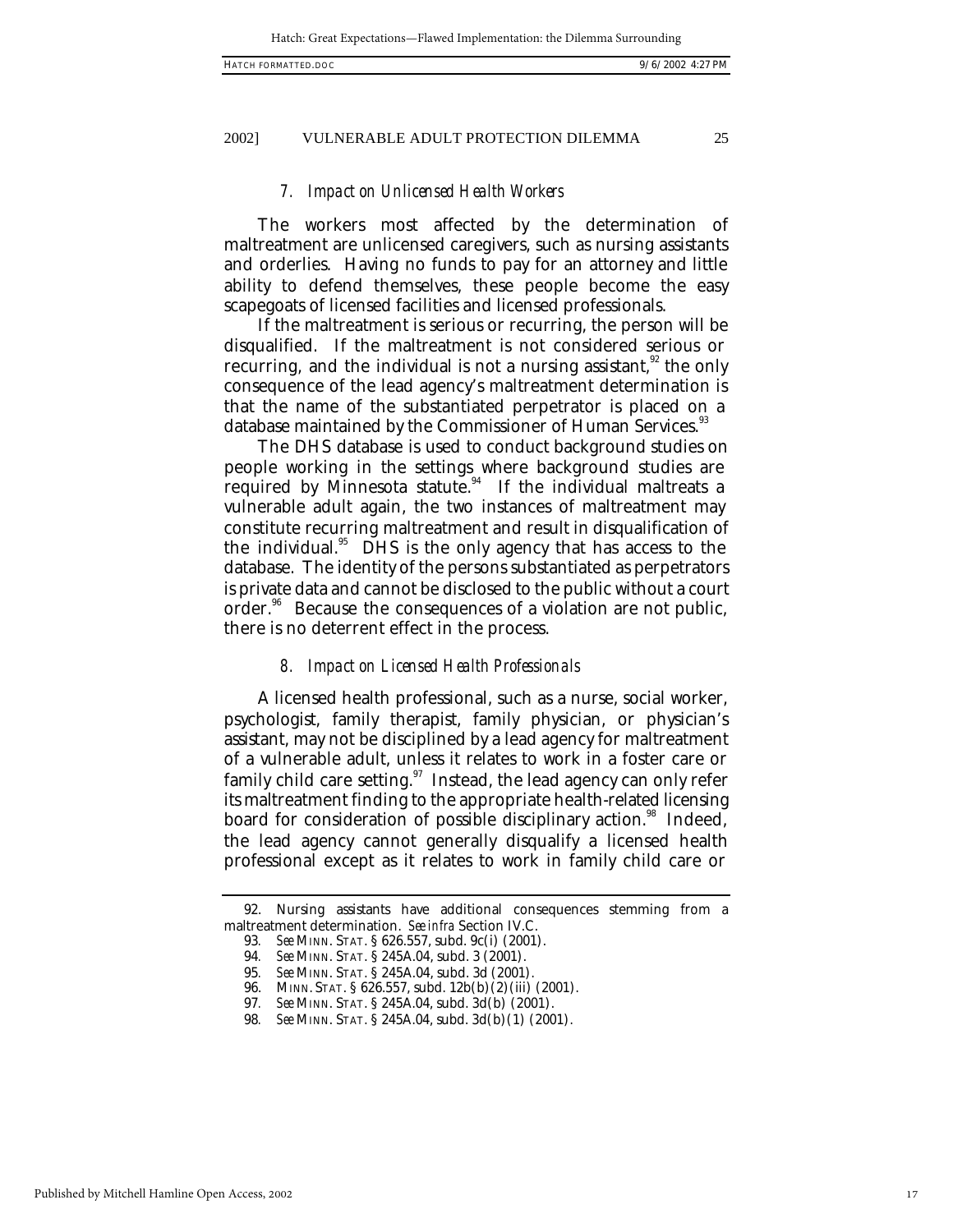### *7. Impact on Unlicensed Health Workers*

The workers most affected by the determination of maltreatment are unlicensed caregivers, such as nursing assistants and orderlies. Having no funds to pay for an attorney and little ability to defend themselves, these people become the easy scapegoats of licensed facilities and licensed professionals.

If the maltreatment is serious or recurring, the person will be disqualified. If the maltreatment is not considered serious or recurring, and the individual is not a nursing assistant,[92] the only consequence of the lead agency's maltreatment determination is that the name of the substantiated perpetrator is placed on a database maintained by the Commissioner of Human Services.[93]

The DHS database is used to conduct background studies on people working in the settings where background studies are required by Minnesota statute.[94] If the individual maltreats a vulnerable adult again, the two instances of maltreatment may constitute recurring maltreatment and result in disqualification of the individual.[95] DHS is the only agency that has access to the database. The identity of the persons substantiated as perpetrators is private data and cannot be disclosed to the public without a court order.[96] Because the consequences of a violation are not public, there is no deterrent effect in the process.

### *8. Impact on Licensed Health Professionals*

A licensed health professional, such as a nurse, social worker, psychologist, family therapist, family physician, or physician's assistant, may not be disciplined by a lead agency for maltreatment of a vulnerable adult, unless it relates to work in a foster care or family child care setting.[97] Instead, the lead agency can only refer its maltreatment finding to the appropriate health-related licensing board for consideration of possible disciplinary action.[98] Indeed, the lead agency cannot generally disqualify a licensed health professional except as it relates to work in family child care or

---

92. Nursing assistants have additional consequences stemming from a maltreatment determination. *See infra* Section IV.C.

93. *See* MINN. STAT. § 626.557, subd. 9c(i) (2001).

94. *See* MINN. STAT. § 245A.04, subd. 3 (2001).

95. *See* MINN. STAT. § 245A.04, subd. 3d (2001).

96. MINN. STAT. § 626.557, subd. 12b(b)(2)(iii) (2001).

97. *See* MINN. STAT. § 245A.04, subd. 3d(b) (2001).

98. *See* MINN. STAT. § 245A.04, subd. 3d(b)(1) (2001).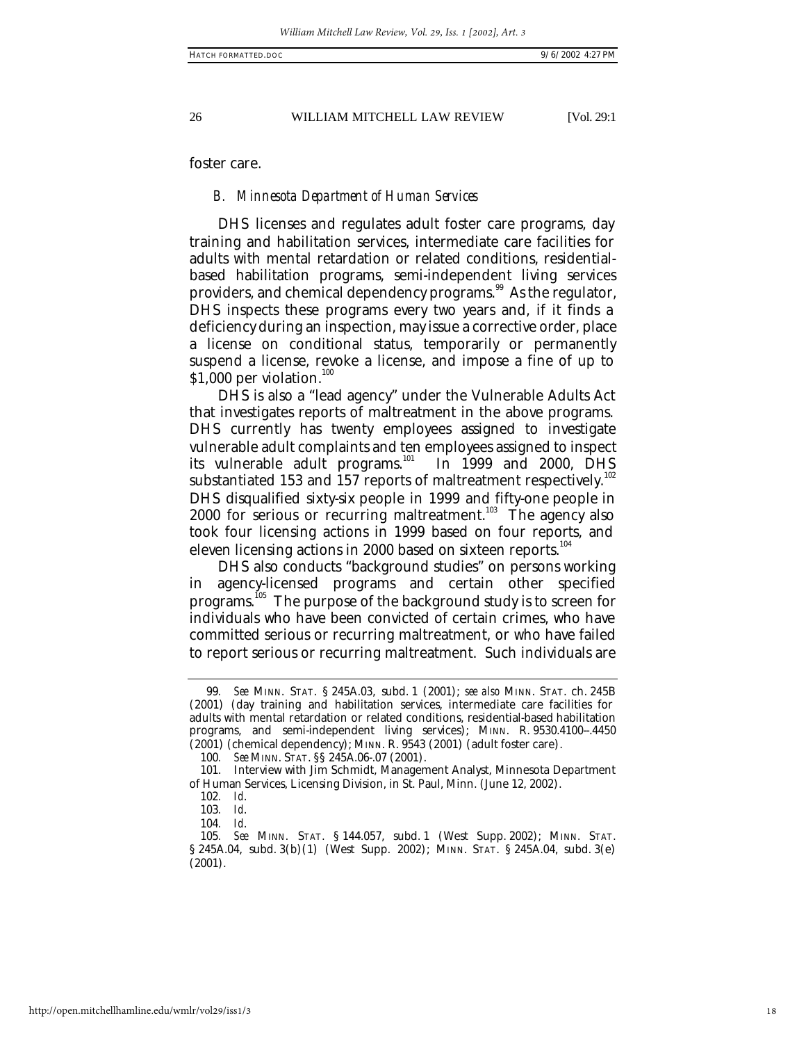foster care.

### *B. Minnesota Department of Human Services*

DHS licenses and regulates adult foster care programs, day training and habilitation services, intermediate care facilities for adults with mental retardation or related conditions, residential-based habilitation programs, semi-independent living services providers, and chemical dependency programs.[99] As the regulator, DHS inspects these programs every two years and, if it finds a deficiency during an inspection, may issue a corrective order, place a license on conditional status, temporarily or permanently suspend a license, revoke a license, and impose a fine of up to $1,000 per violation.[100]

DHS is also a "lead agency" under the Vulnerable Adults Act that investigates reports of maltreatment in the above programs. DHS currently has twenty employees assigned to investigate vulnerable adult complaints and ten employees assigned to inspect its vulnerable adult programs.[101] In 1999 and 2000, DHS substantiated 153 and 157 reports of maltreatment respectively.[102] DHS disqualified sixty-six people in 1999 and fifty-one people in 2000 for serious or recurring maltreatment.[103] The agency also took four licensing actions in 1999 based on four reports, and eleven licensing actions in 2000 based on sixteen reports.[104]

DHS also conducts "background studies" on persons working in agency-licensed programs and certain other specified programs.[105] The purpose of the background study is to screen for individuals who have been convicted of certain crimes, who have committed serious or recurring maltreatment, or who have failed to report serious or recurring maltreatment. Such individuals are

---

99. *See* MINN. STAT. § 245A.03, subd. 1 (2001); *see also* MINN. STAT. ch. 245B (2001) (day training and habilitation services, intermediate care facilities for adults with mental retardation or related conditions, residential-based habilitation programs, and semi-independent living services); MINN. R. 9530.4100–.4450 (2001) (chemical dependency); MINN. R. 9543 (2001) (adult foster care).

100. *See* MINN. STAT. §§ 245A.06-.07 (2001).

101. Interview with Jim Schmidt, Management Analyst, Minnesota Department of Human Services, Licensing Division, in St. Paul, Minn. (June 12, 2002).

102. *Id.*

103. *Id.*

104. *Id.*

105. *See* MINN. STAT. § 144.057, subd. 1 (West Supp. 2002); MINN. STAT. § 245A.04, subd. 3(b)(1) (West Supp. 2002); MINN. STAT. § 245A.04, subd. 3(e) (2001).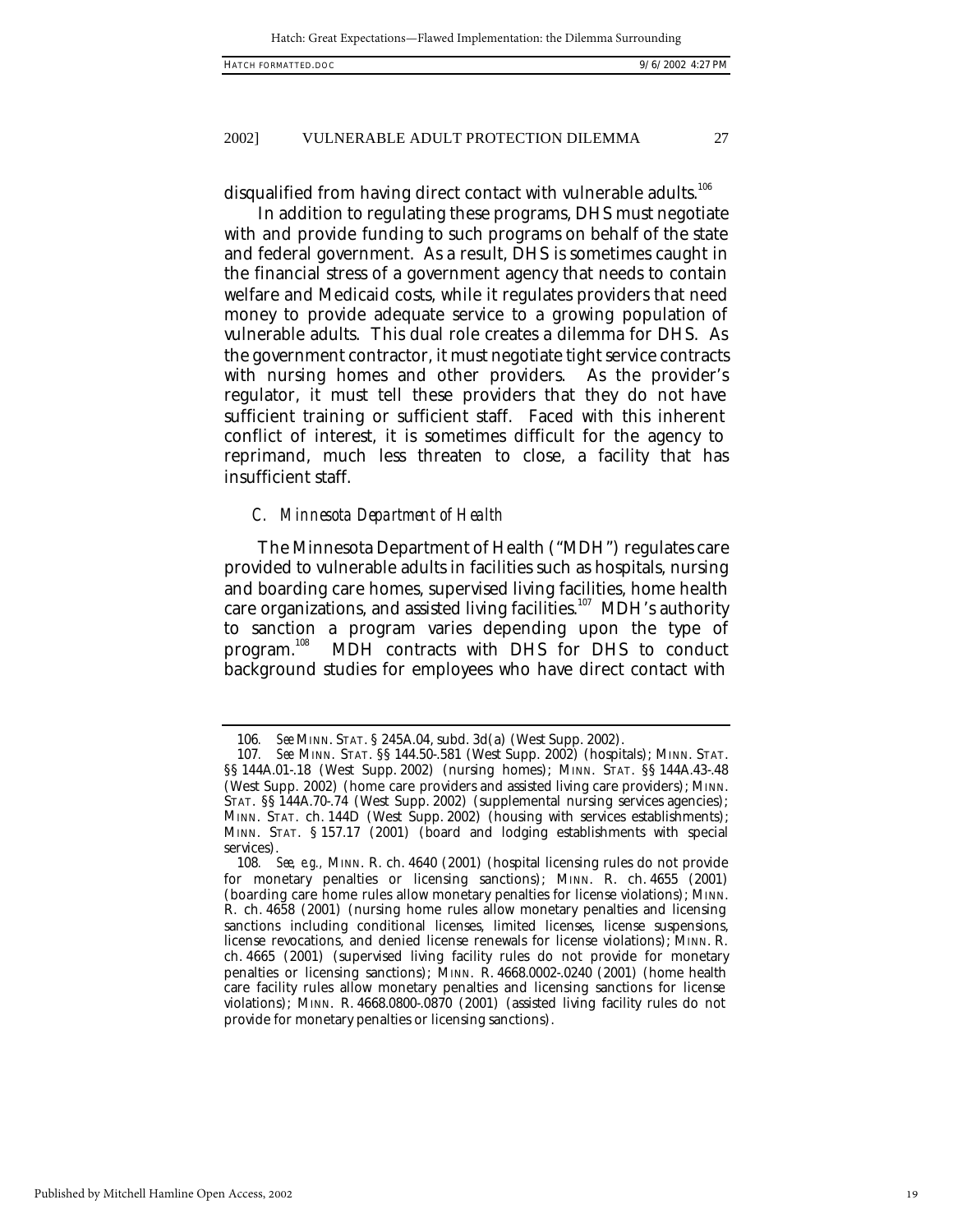disqualified from having direct contact with vulnerable adults.[106]

In addition to regulating these programs, DHS must negotiate with and provide funding to such programs on behalf of the state and federal government. As a result, DHS is sometimes caught in the financial stress of a government agency that needs to contain welfare and Medicaid costs, while it regulates providers that need money to provide adequate service to a growing population of vulnerable adults. This dual role creates a dilemma for DHS. As the government contractor, it must negotiate tight service contracts with nursing homes and other providers. As the provider's regulator, it must tell these providers that they do not have sufficient training or sufficient staff. Faced with this inherent conflict of interest, it is sometimes difficult for the agency to reprimand, much less threaten to close, a facility that has insufficient staff.

### *C. Minnesota Department of Health*

The Minnesota Department of Health ("MDH") regulates care provided to vulnerable adults in facilities such as hospitals, nursing and boarding care homes, supervised living facilities, home health care organizations, and assisted living facilities.[107] MDH's authority to sanction a program varies depending upon the type of program.[108] MDH contracts with DHS for DHS to conduct background studies for employees who have direct contact with

---

106. *See* MINN. STAT. § 245A.04, subd. 3d(a) (West Supp. 2002).

107. *See* MINN. STAT. §§ 144.50-.581 (West Supp. 2002) (hospitals); MINN. STAT. §§ 144A.01-.18 (West Supp. 2002) (nursing homes); MINN. STAT. §§ 144A.43-.48 (West Supp. 2002) (home care providers and assisted living care providers); MINN. STAT. §§ 144A.70-.74 (West Supp. 2002) (supplemental nursing services agencies); MINN. STAT. ch. 144D (West Supp. 2002) (housing with services establishments); MINN. STAT. § 157.17 (2001) (board and lodging establishments with special services).

108. *See, e.g.,* MINN. R. ch. 4640 (2001) (hospital licensing rules do not provide for monetary penalties or licensing sanctions); MINN. R. ch. 4655 (2001) (boarding care home rules allow monetary penalties for license violations); MINN. R. ch. 4658 (2001) (nursing home rules allow monetary penalties and licensing sanctions including conditional licenses, limited licenses, license suspensions, license revocations, and denied license renewals for license violations); MINN. R. ch. 4665 (2001) (supervised living facility rules do not provide for monetary penalties or licensing sanctions); MINN. R. 4668.0002-.0240 (2001) (home health care facility rules allow monetary penalties and licensing sanctions for license violations); MINN. R. 4668.0800-.0870 (2001) (assisted living facility rules do not provide for monetary penalties or licensing sanctions).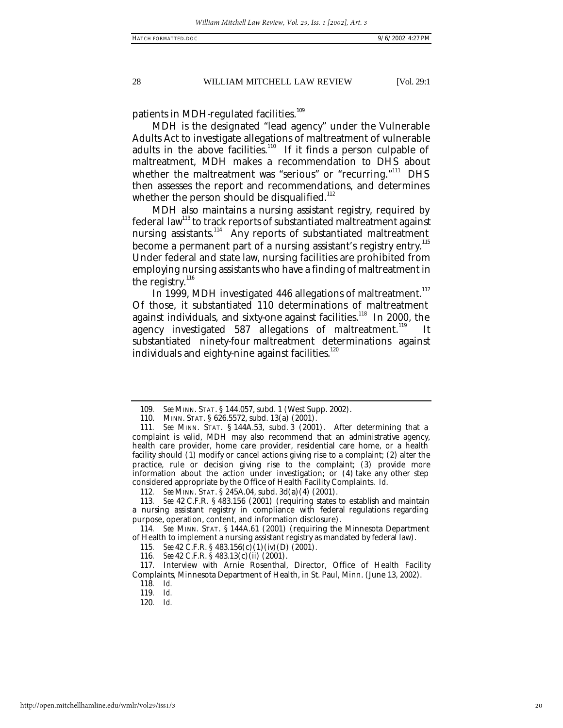patients in MDH-regulated facilities.[109]

MDH is the designated "lead agency" under the Vulnerable Adults Act to investigate allegations of maltreatment of vulnerable adults in the above facilities.[110] If it finds a person culpable of maltreatment, MDH makes a recommendation to DHS about whether the maltreatment was "serious" or "recurring."[111] DHS then assesses the report and recommendations, and determines whether the person should be disqualified.[112]

MDH also maintains a nursing assistant registry, required by federal law[113] to track reports of substantiated maltreatment against nursing assistants.[114] Any reports of substantiated maltreatment become a permanent part of a nursing assistant's registry entry.[115] Under federal and state law, nursing facilities are prohibited from employing nursing assistants who have a finding of maltreatment in the registry.[116]

In 1999, MDH investigated 446 allegations of maltreatment.[117] Of those, it substantiated 110 determinations of maltreatment against individuals, and sixty-one against facilities.[118] In 2000, the agency investigated 587 allegations of maltreatment.[119] It substantiated ninety-four maltreatment determinations against individuals and eighty-nine against facilities.[120]

---

109. *See* MINN. STAT. § 144.057, subd. 1 (West Supp. 2002).

110. MINN. STAT. § 626.5572, subd. 13(a) (2001).

111. *See* MINN. STAT. § 144A.53, subd. 3 (2001). After determining that a complaint is valid, MDH may also recommend that an administrative agency, health care provider, home care provider, residential care home, or a health facility should (1) modify or cancel actions giving rise to a complaint; (2) alter the practice, rule or decision giving rise to the complaint; (3) provide more information about the action under investigation; or (4) take any other step considered appropriate by the Office of Health Facility Complaints. *Id.*

112. *See* MINN. STAT. § 245A.04, subd. 3d(a)(4) (2001).

113. *See* 42 C.F.R. § 483.156 (2001) (requiring states to establish and maintain a nursing assistant registry in compliance with federal regulations regarding purpose, operation, content, and information disclosure).

114. *See* MINN. STAT. § 144A.61 (2001) (requiring the Minnesota Department of Health to implement a nursing assistant registry as mandated by federal law).

115. *See* 42 C.F.R. § 483.156(c)(1)(iv)(D) (2001).

116. *See* 42 C.F.R. § 483.13(c)(ii) (2001).

117. Interview with Arnie Rosenthal, Director, Office of Health Facility Complaints, Minnesota Department of Health, in St. Paul, Minn. (June 13, 2002).

118. *Id.*

119. *Id.*

120. *Id.*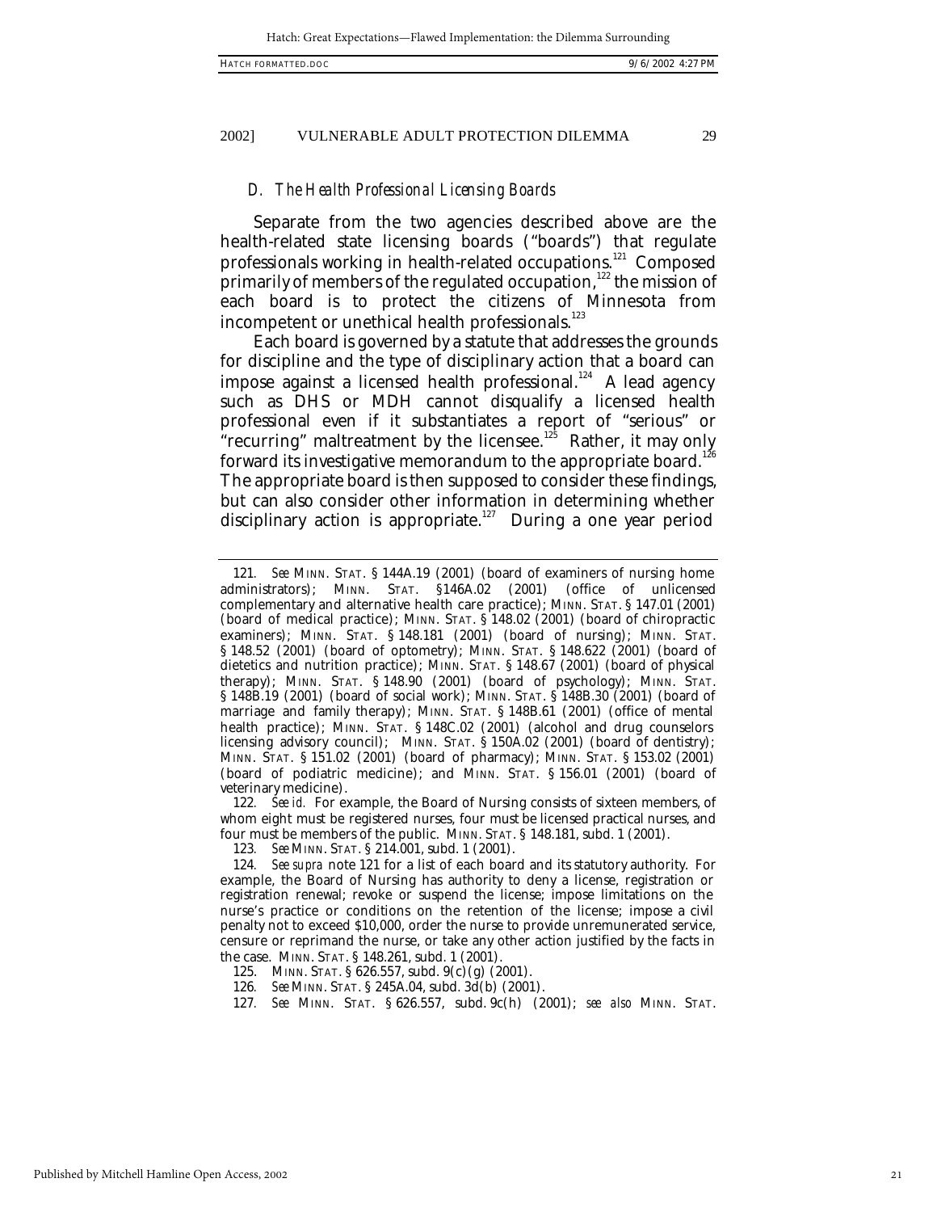### *D. The Health Professional Licensing Boards*

Separate from the two agencies described above are the health-related state licensing boards ("boards") that regulate professionals working in health-related occupations.[121] Composed primarily of members of the regulated occupation,[122] the mission of each board is to protect the citizens of Minnesota from incompetent or unethical health professionals.[123]

Each board is governed by a statute that addresses the grounds for discipline and the type of disciplinary action that a board can impose against a licensed health professional.[124] A lead agency such as DHS or MDH cannot disqualify a licensed health professional even if it substantiates a report of "serious" or "recurring" maltreatment by the licensee.[125] Rather, it may only forward its investigative memorandum to the appropriate board.[126] The appropriate board is then supposed to consider these findings, but can also consider other information in determining whether disciplinary action is appropriate.[127] During a one year period

---

121. *See* MINN. STAT. § 144A.19 (2001) (board of examiners of nursing home administrators); MINN. STAT. §146A.02 (2001) (office of unlicensed complementary and alternative health care practice); MINN. STAT. § 147.01 (2001) (board of medical practice); MINN. STAT. § 148.02 (2001) (board of chiropractic examiners); MINN. STAT. § 148.181 (2001) (board of nursing); MINN. STAT. § 148.52 (2001) (board of optometry); MINN. STAT. § 148.622 (2001) (board of dietetics and nutrition practice); MINN. STAT. § 148.67 (2001) (board of physical therapy); MINN. STAT. § 148.90 (2001) (board of psychology); MINN. STAT. § 148B.19 (2001) (board of social work); MINN. STAT. § 148B.30 (2001) (board of marriage and family therapy); MINN. STAT. § 148B.61 (2001) (office of mental health practice); MINN. STAT. § 148C.02 (2001) (alcohol and drug counselors licensing advisory council); MINN. STAT. § 150A.02 (2001) (board of dentistry); MINN. STAT. § 151.02 (2001) (board of pharmacy); MINN. STAT. § 153.02 (2001) (board of podiatric medicine); and MINN. STAT. § 156.01 (2001) (board of veterinary medicine).

122. *See id.* For example, the Board of Nursing consists of sixteen members, of whom eight must be registered nurses, four must be licensed practical nurses, and four must be members of the public. MINN. STAT. § 148.181, subd. 1 (2001).

123. *See* MINN. STAT. § 214.001, subd. 1 (2001).

124. *See supra* note 121 for a list of each board and its statutory authority. For example, the Board of Nursing has authority to deny a license, registration or registration renewal; revoke or suspend the license; impose limitations on the nurse's practice or conditions on the retention of the license; impose a civil penalty not to exceed $10,000, order the nurse to provide unremunerated service, censure or reprimand the nurse, or take any other action justified by the facts in the case. MINN. STAT. § 148.261, subd. 1 (2001).

125. MINN. STAT. § 626.557, subd. 9(c)(g) (2001).

126. *See* MINN. STAT. § 245A.04, subd. 3d(b) (2001).

127. *See* MINN. STAT. § 626.557, subd. 9c(h) (2001); *see also* MINN. STAT.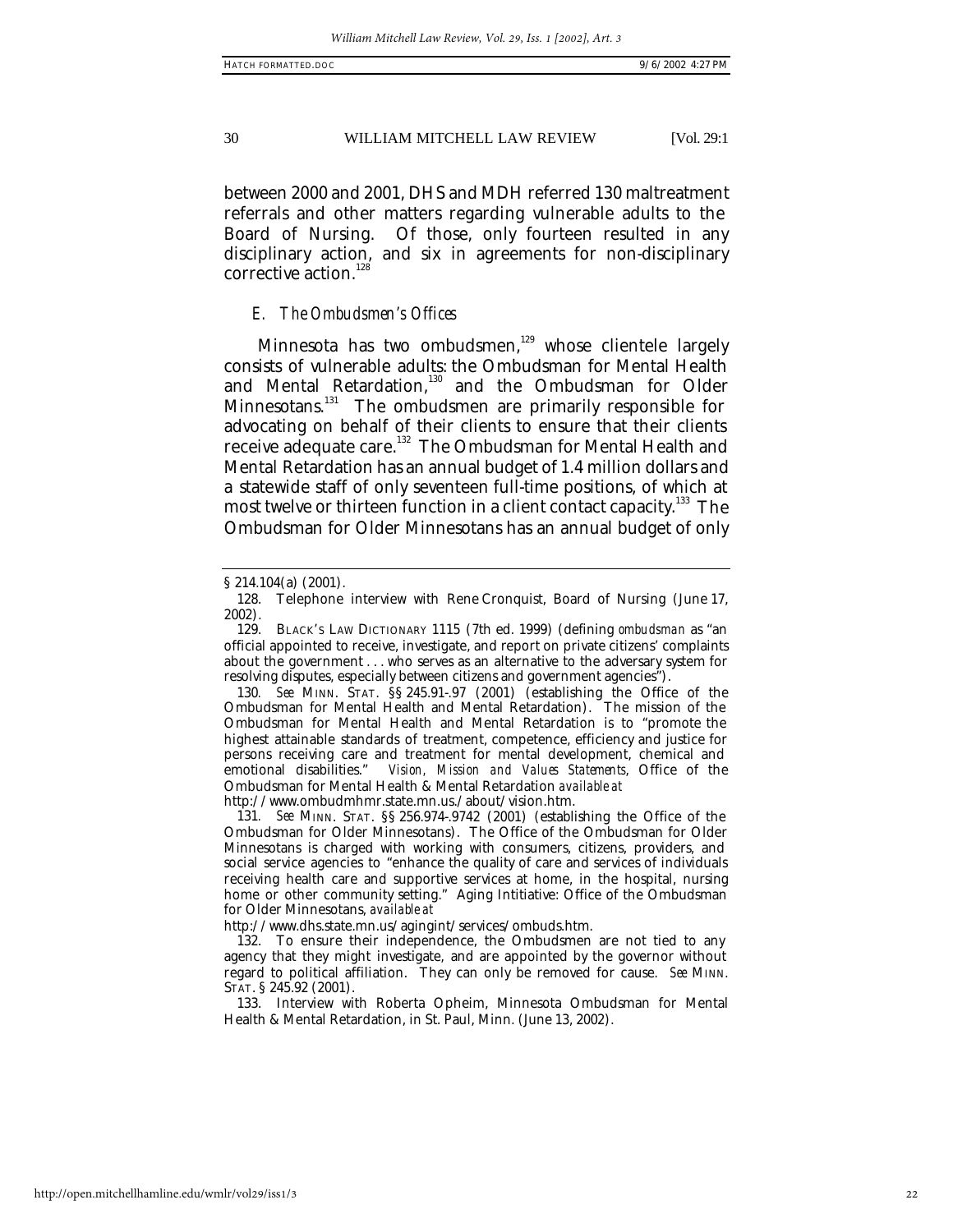between 2000 and 2001, DHS and MDH referred 130 maltreatment referrals and other matters regarding vulnerable adults to the Board of Nursing. Of those, only fourteen resulted in any disciplinary action, and six in agreements for non-disciplinary corrective action.[128]

### *E. The Ombudsmen's Offices*

Minnesota has two ombudsmen,[129] whose clientele largely consists of vulnerable adults: the Ombudsman for Mental Health and Mental Retardation,[130] and the Ombudsman for Older Minnesotans.[131] The ombudsmen are primarily responsible for advocating on behalf of their clients to ensure that their clients receive adequate care.[132] The Ombudsman for Mental Health and Mental Retardation has an annual budget of 1.4 million dollars and a statewide staff of only seventeen full-time positions, of which at most twelve or thirteen function in a client contact capacity.[133] The Ombudsman for Older Minnesotans has an annual budget of only

---

§ 214.104(a) (2001).

128. Telephone interview with Rene Cronquist, Board of Nursing (June 17, 2002).

129. BLACK'S LAW DICTIONARY 1115 (7th ed. 1999) (defining *ombudsman* as "an official appointed to receive, investigate, and report on private citizens' complaints about the government . . . who serves as an alternative to the adversary system for resolving disputes, especially between citizens and government agencies").

130. *See* MINN. STAT. §§ 245.91-.97 (2001) (establishing the Office of the Ombudsman for Mental Health and Mental Retardation). The mission of the Ombudsman for Mental Health and Mental Retardation is to "promote the highest attainable standards of treatment, competence, efficiency and justice for persons receiving care and treatment for mental development, chemical and emotional disabilities." *Vision, Mission and Values Statements*, Office of the Ombudsman for Mental Health & Mental Retardation *available at* http://www.ombudmhmr.state.mn.us./about/vision.htm.

131. *See* MINN. STAT. §§ 256.974-.9742 (2001) (establishing the Office of the Ombudsman for Older Minnesotans). The Office of the Ombudsman for Older Minnesotans is charged with working with consumers, citizens, providers, and social service agencies to "enhance the quality of care and services of individuals receiving health care and supportive services at home, in the hospital, nursing home or other community setting." Aging Intitiative: Office of the Ombudsman for Older Minnesotans, *available at* http://www.dhs.state.mn.us/agingint/services/ombuds.htm.

132. To ensure their independence, the Ombudsmen are not tied to any agency that they might investigate, and are appointed by the governor without regard to political affiliation. They can only be removed for cause. *See* MINN. STAT. § 245.92 (2001).

133. Interview with Roberta Opheim, Minnesota Ombudsman for Mental Health & Mental Retardation, in St. Paul, Minn. (June 13, 2002).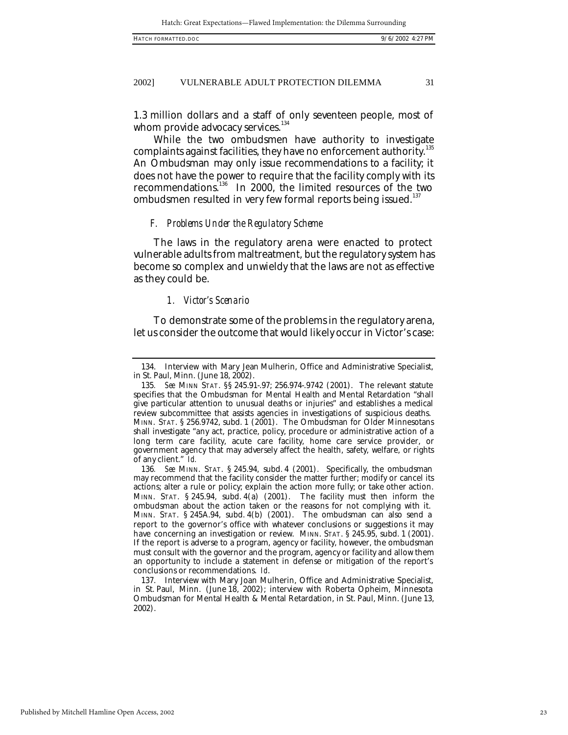1.3 million dollars and a staff of only seventeen people, most of whom provide advocacy services.[134]

While the two ombudsmen have authority to investigate complaints against facilities, they have no enforcement authority.[135] An Ombudsman may only issue recommendations to a facility; it does not have the power to require that the facility comply with its recommendations.[136] In 2000, the limited resources of the two ombudsmen resulted in very few formal reports being issued.[137]

### *F. Problems Under the Regulatory Scheme*

The laws in the regulatory arena were enacted to protect vulnerable adults from maltreatment, but the regulatory system has become so complex and unwieldy that the laws are not as effective as they could be.

#### *1. Victor's Scenario*

To demonstrate some of the problems in the regulatory arena, let us consider the outcome that would likely occur in Victor's case:

---

134. Interview with Mary Jean Mulherin, Office and Administrative Specialist, in St. Paul, Minn. (June 18, 2002).

135. *See* MINN. STAT. §§ 245.91-.97; 256.974-.9742 (2001). The relevant statute specifies that the Ombudsman for Mental Health and Mental Retardation "shall give particular attention to unusual deaths or injuries" and establishes a medical review subcommittee that assists agencies in investigations of suspicious deaths. MINN. STAT. § 256.9742, subd. 1 (2001). The Ombudsman for Older Minnesotans shall investigate "any act, practice, policy, procedure or administrative action of a long term care facility, acute care facility, home care service provider, or government agency that may adversely affect the health, safety, welfare, or rights of any client." *Id.*

136. *See* MINN. STAT. § 245.94, subd. 4 (2001). Specifically, the ombudsman may recommend that the facility consider the matter further; modify or cancel its actions; alter a rule or policy; explain the action more fully; or take other action. MINN. STAT. § 245.94, subd. 4(a) (2001). The facility must then inform the ombudsman about the action taken or the reasons for not complying with it. MINN. STAT. § 245A.94, subd. 4(b) (2001). The ombudsman can also send a report to the governor's office with whatever conclusions or suggestions it may have concerning an investigation or review. MINN. STAT. § 245.95, subd. 1 (2001). If the report is adverse to a program, agency or facility, however, the ombudsman must consult with the governor and the program, agency or facility and allow them an opportunity to include a statement in defense or mitigation of the report's conclusions or recommendations. *Id.*

137. Interview with Mary Joan Mulherin, Office and Administrative Specialist, in St. Paul, Minn. (June 18, 2002); interview with Roberta Opheim, Minnesota Ombudsman for Mental Health & Mental Retardation, in St. Paul, Minn. (June 13, 2002).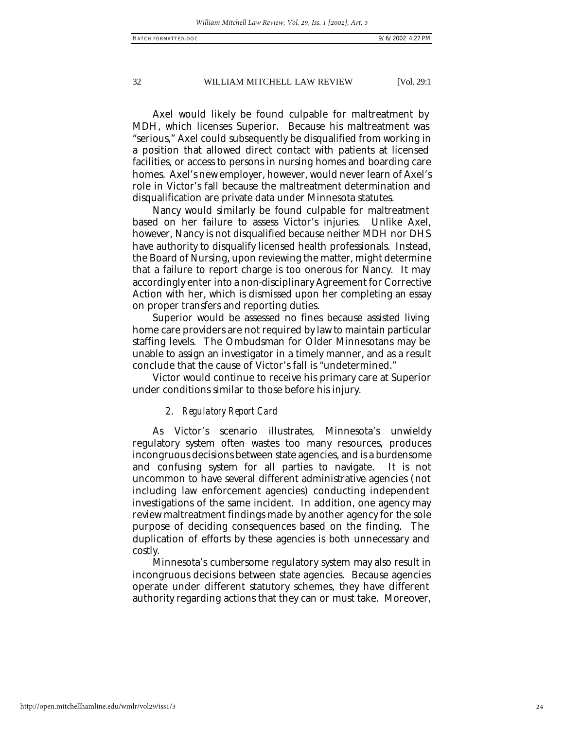Axel would likely be found culpable for maltreatment by MDH, which licenses Superior. Because his maltreatment was "serious," Axel could subsequently be disqualified from working in a position that allowed direct contact with patients at licensed facilities, or access to persons in nursing homes and boarding care homes. Axel's new employer, however, would never learn of Axel's role in Victor's fall because the maltreatment determination and disqualification are private data under Minnesota statutes.

Nancy would similarly be found culpable for maltreatment based on her failure to assess Victor's injuries. Unlike Axel, however, Nancy is not disqualified because neither MDH nor DHS have authority to disqualify licensed health professionals. Instead, the Board of Nursing, upon reviewing the matter, might determine that a failure to report charge is too onerous for Nancy. It may accordingly enter into a non-disciplinary Agreement for Corrective Action with her, which is dismissed upon her completing an essay on proper transfers and reporting duties.

Superior would be assessed no fines because assisted living home care providers are not required by law to maintain particular staffing levels. The Ombudsman for Older Minnesotans may be unable to assign an investigator in a timely manner, and as a result conclude that the cause of Victor's fall is "undetermined."

Victor would continue to receive his primary care at Superior under conditions similar to those before his injury.

### 2. *Regulatory Report Card*

As Victor's scenario illustrates, Minnesota's unwieldy regulatory system often wastes too many resources, produces incongruous decisions between state agencies, and is a burdensome and confusing system for all parties to navigate. It is not uncommon to have several different administrative agencies (not including law enforcement agencies) conducting independent investigations of the same incident. In addition, one agency may review maltreatment findings made by another agency for the sole purpose of deciding consequences based on the finding. The duplication of efforts by these agencies is both unnecessary and costly.

Minnesota's cumbersome regulatory system may also result in incongruous decisions between state agencies. Because agencies operate under different statutory schemes, they have different authority regarding actions that they can or must take. Moreover,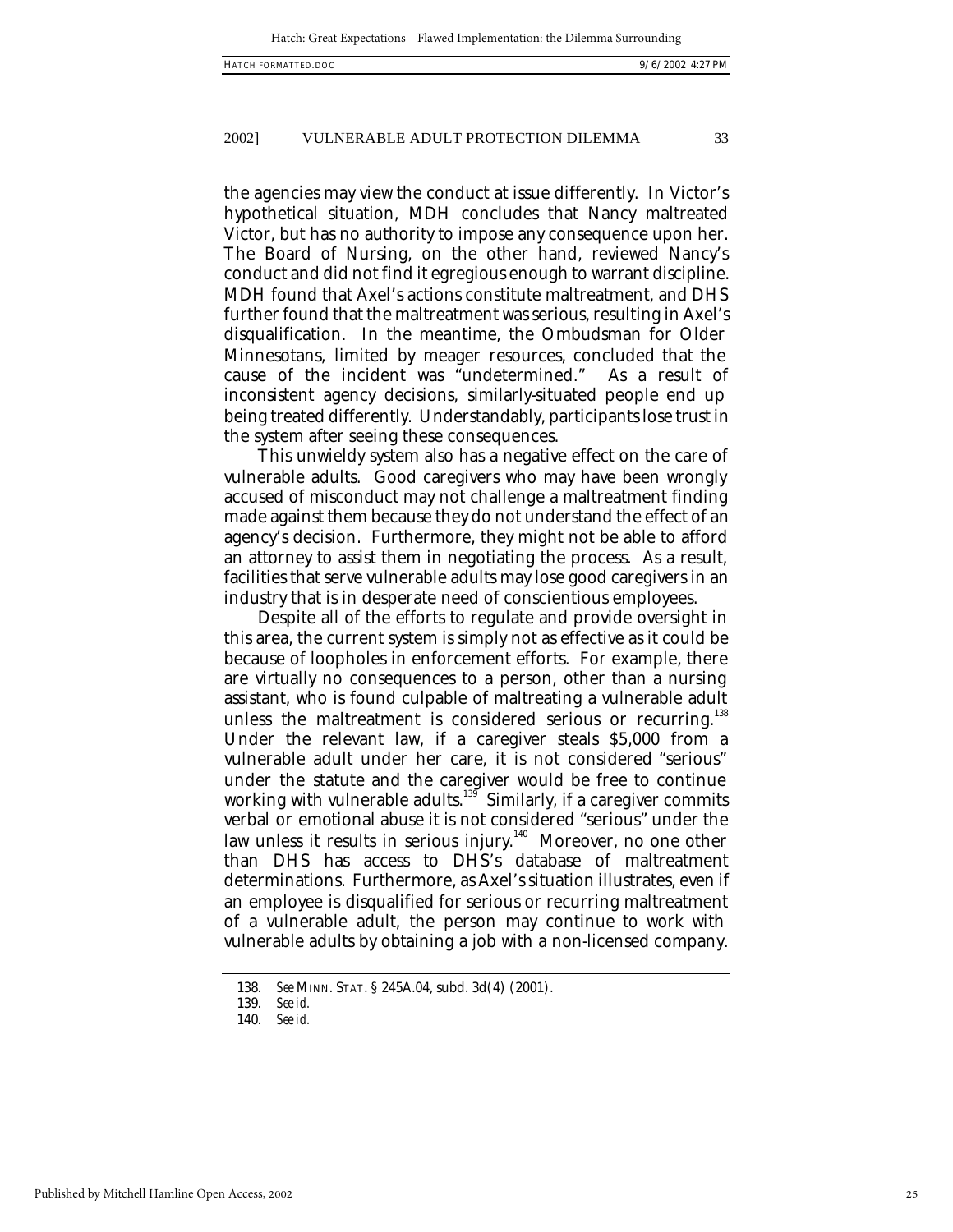the agencies may view the conduct at issue differently. In Victor's hypothetical situation, MDH concludes that Nancy maltreated Victor, but has no authority to impose any consequence upon her. The Board of Nursing, on the other hand, reviewed Nancy's conduct and did not find it egregious enough to warrant discipline. MDH found that Axel's actions constitute maltreatment, and DHS further found that the maltreatment was serious, resulting in Axel's disqualification. In the meantime, the Ombudsman for Older Minnesotans, limited by meager resources, concluded that the cause of the incident was "undetermined." As a result of inconsistent agency decisions, similarly-situated people end up being treated differently. Understandably, participants lose trust in the system after seeing these consequences.

This unwieldy system also has a negative effect on the care of vulnerable adults. Good caregivers who may have been wrongly accused of misconduct may not challenge a maltreatment finding made against them because they do not understand the effect of an agency's decision. Furthermore, they might not be able to afford an attorney to assist them in negotiating the process. As a result, facilities that serve vulnerable adults may lose good caregivers in an industry that is in desperate need of conscientious employees.

Despite all of the efforts to regulate and provide oversight in this area, the current system is simply not as effective as it could be because of loopholes in enforcement efforts. For example, there are virtually no consequences to a person, other than a nursing assistant, who is found culpable of maltreating a vulnerable adult unless the maltreatment is considered serious or recurring.[138] Under the relevant law, if a caregiver steals $5,000 from a vulnerable adult under her care, it is not considered "serious" under the statute and the caregiver would be free to continue working with vulnerable adults.[139] Similarly, if a caregiver commits verbal or emotional abuse it is not considered "serious" under the law unless it results in serious injury.[140] Moreover, no one other than DHS has access to DHS's database of maltreatment determinations. Furthermore, as Axel's situation illustrates, even if an employee is disqualified for serious or recurring maltreatment of a vulnerable adult, the person may continue to work with vulnerable adults by obtaining a job with a non-licensed company.

---

138. *See* MINN. STAT. § 245A.04, subd. 3d(4) (2001).

139. *See id.*

140. *See id.*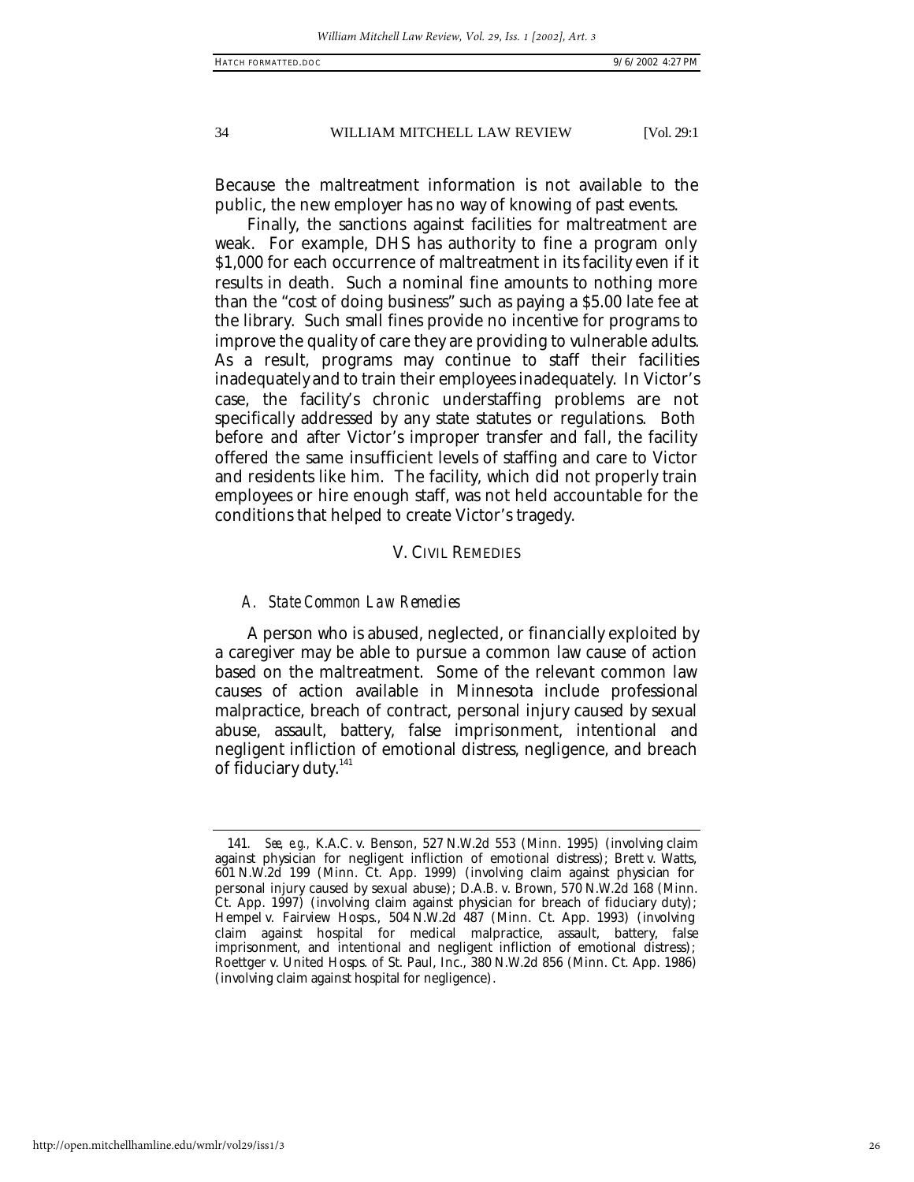Because the maltreatment information is not available to the public, the new employer has no way of knowing of past events.

Finally, the sanctions against facilities for maltreatment are weak. For example, DHS has authority to fine a program only $1,000 for each occurrence of maltreatment in its facility even if it results in death. Such a nominal fine amounts to nothing more than the "cost of doing business" such as paying a $5.00 late fee at the library. Such small fines provide no incentive for programs to improve the quality of care they are providing to vulnerable adults. As a result, programs may continue to staff their facilities inadequately and to train their employees inadequately. In Victor's case, the facility's chronic understaffing problems are not specifically addressed by any state statutes or regulations. Both before and after Victor's improper transfer and fall, the facility offered the same insufficient levels of staffing and care to Victor and residents like him. The facility, which did not properly train employees or hire enough staff, was not held accountable for the conditions that helped to create Victor's tragedy.

## V. CIVIL REMEDIES

### *A. State Common Law Remedies*

A person who is abused, neglected, or financially exploited by a caregiver may be able to pursue a common law cause of action based on the maltreatment. Some of the relevant common law causes of action available in Minnesota include professional malpractice, breach of contract, personal injury caused by sexual abuse, assault, battery, false imprisonment, intentional and negligent infliction of emotional distress, negligence, and breach of fiduciary duty.[141]

---

141. *See, e.g.*, K.A.C. v. Benson, 527 N.W.2d 553 (Minn. 1995) (involving claim against physician for negligent infliction of emotional distress); Brett v. Watts, 601 N.W.2d 199 (Minn. Ct. App. 1999) (involving claim against physician for personal injury caused by sexual abuse); D.A.B. v. Brown, 570 N.W.2d 168 (Minn. Ct. App. 1997) (involving claim against physician for breach of fiduciary duty); Hempel v. Fairview Hosps., 504 N.W.2d 487 (Minn. Ct. App. 1993) (involving claim against hospital for medical malpractice, assault, battery, false imprisonment, and intentional and negligent infliction of emotional distress); Roettger v. United Hosps. of St. Paul, Inc., 380 N.W.2d 856 (Minn. Ct. App. 1986) (involving claim against hospital for negligence).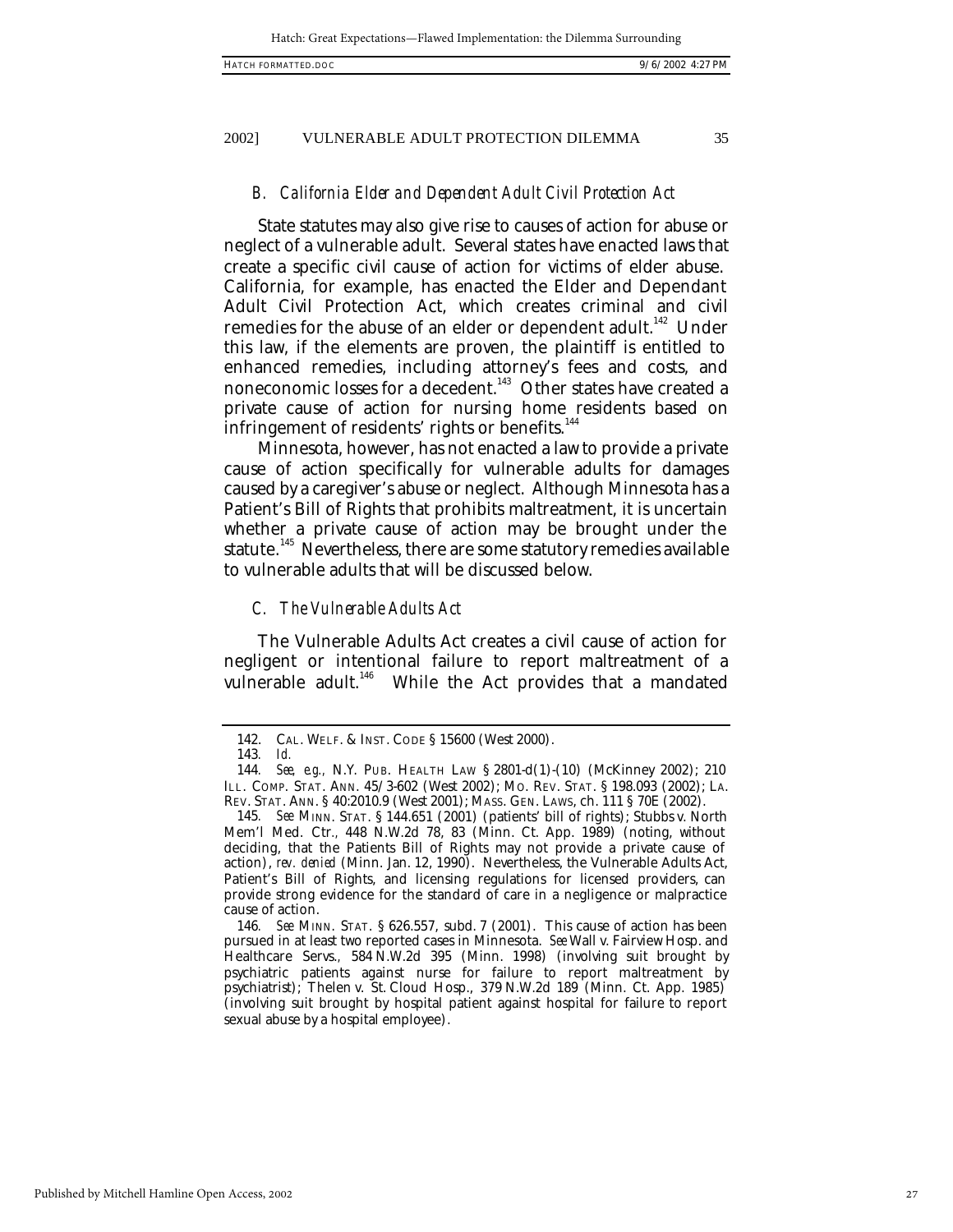### *B. California Elder and Dependent Adult Civil Protection Act*

State statutes may also give rise to causes of action for abuse or neglect of a vulnerable adult. Several states have enacted laws that create a specific civil cause of action for victims of elder abuse. California, for example, has enacted the Elder and Dependant Adult Civil Protection Act, which creates criminal and civil remedies for the abuse of an elder or dependent adult.[142] Under this law, if the elements are proven, the plaintiff is entitled to enhanced remedies, including attorney's fees and costs, and noneconomic losses for a decedent.[143] Other states have created a private cause of action for nursing home residents based on infringement of residents' rights or benefits.[144]

Minnesota, however, has not enacted a law to provide a private cause of action specifically for vulnerable adults for damages caused by a caregiver's abuse or neglect. Although Minnesota has a Patient's Bill of Rights that prohibits maltreatment, it is uncertain whether a private cause of action may be brought under the statute.[145] Nevertheless, there are some statutory remedies available to vulnerable adults that will be discussed below.

### *C. The Vulnerable Adults Act*

The Vulnerable Adults Act creates a civil cause of action for negligent or intentional failure to report maltreatment of a vulnerable adult.[146] While the Act provides that a mandated

---

142. CAL. WELF. & INST. CODE § 15600 (West 2000).

143. *Id.*

144. *See, e.g.*, N.Y. PUB. HEALTH LAW § 2801-d(1)-(10) (McKinney 2002); 210 ILL. COMP. STAT. ANN. 45/3-602 (West 2002); MO. REV. STAT. § 198.093 (2002); LA. REV. STAT. ANN. § 40:2010.9 (West 2001); MASS. GEN. LAWS, ch. 111 § 70E (2002).

145. *See* MINN. STAT. § 144.651 (2001) (patients' bill of rights); Stubbs v. North Mem'l Med. Ctr., 448 N.W.2d 78, 83 (Minn. Ct. App. 1989) (noting, without deciding, that the Patients Bill of Rights may not provide a private cause of action), *rev. denied* (Minn. Jan. 12, 1990). Nevertheless, the Vulnerable Adults Act, Patient's Bill of Rights, and licensing regulations for licensed providers, can provide strong evidence for the standard of care in a negligence or malpractice cause of action.

146. *See* MINN. STAT. § 626.557, subd. 7 (2001). This cause of action has been pursued in at least two reported cases in Minnesota. *See* Wall v. Fairview Hosp. and Healthcare Servs., 584 N.W.2d 395 (Minn. 1998) (involving suit brought by psychiatric patients against nurse for failure to report maltreatment by psychiatrist); Thelen v. St. Cloud Hosp., 379 N.W.2d 189 (Minn. Ct. App. 1985) (involving suit brought by hospital patient against hospital for failure to report sexual abuse by a hospital employee).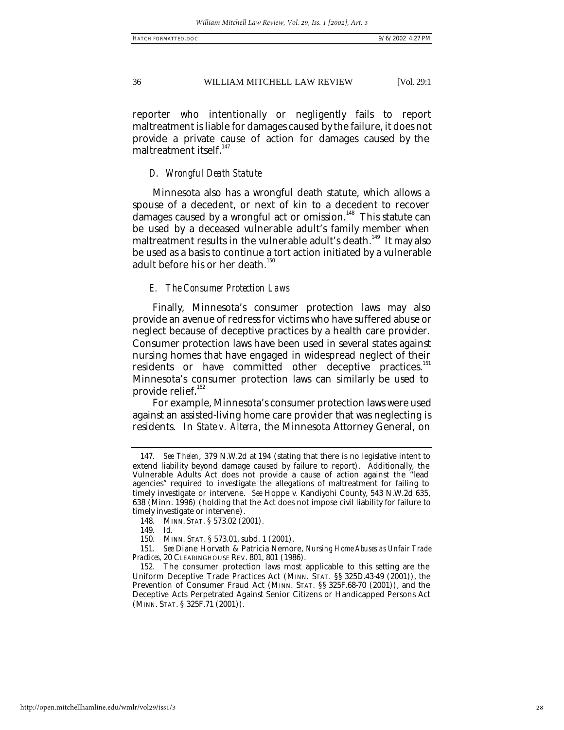reporter who intentionally or negligently fails to report maltreatment is liable for damages caused by the failure, it does not provide a private cause of action for damages caused by the maltreatment itself.[147]

### *D. Wrongful Death Statute*

Minnesota also has a wrongful death statute, which allows a spouse of a decedent, or next of kin to a decedent to recover damages caused by a wrongful act or omission.[148] This statute can be used by a deceased vulnerable adult's family member when maltreatment results in the vulnerable adult's death.[149] It may also be used as a basis to continue a tort action initiated by a vulnerable adult before his or her death.[150]

### *E. The Consumer Protection Laws*

Finally, Minnesota's consumer protection laws may also provide an avenue of redress for victims who have suffered abuse or neglect because of deceptive practices by a health care provider. Consumer protection laws have been used in several states against nursing homes that have engaged in widespread neglect of their residents or have committed other deceptive practices.[151] Minnesota's consumer protection laws can similarly be used to provide relief.[152]

For example, Minnesota's consumer protection laws were used against an assisted-living home care provider that was neglecting is residents. In *State v. Alterra*, the Minnesota Attorney General, on

---

147. *See Thelen*, 379 N.W.2d at 194 (stating that there is no legislative intent to extend liability beyond damage caused by failure to report). Additionally, the Vulnerable Adults Act does not provide a cause of action against the "lead agencies" required to investigate the allegations of maltreatment for failing to timely investigate or intervene. *See* Hoppe v. Kandiyohi County, 543 N.W.2d 635, 638 (Minn. 1996) (holding that the Act does not impose civil liability for failure to timely investigate or intervene).

148. MINN. STAT. § 573.02 (2001).

149. *Id.*

150. MINN. STAT. § 573.01, subd. 1 (2001).

151. *See* Diane Horvath & Patricia Nemore, *Nursing Home Abuses as Unfair Trade Practices*, 20 CLEARINGHOUSE REV. 801, 801 (1986).

152. The consumer protection laws most applicable to this setting are the Uniform Deceptive Trade Practices Act (MINN. STAT. §§ 325D.43-49 (2001)), the Prevention of Consumer Fraud Act (MINN. STAT. §§ 325F.68-70 (2001)), and the Deceptive Acts Perpetrated Against Senior Citizens or Handicapped Persons Act (MINN. STAT. § 325F.71 (2001)).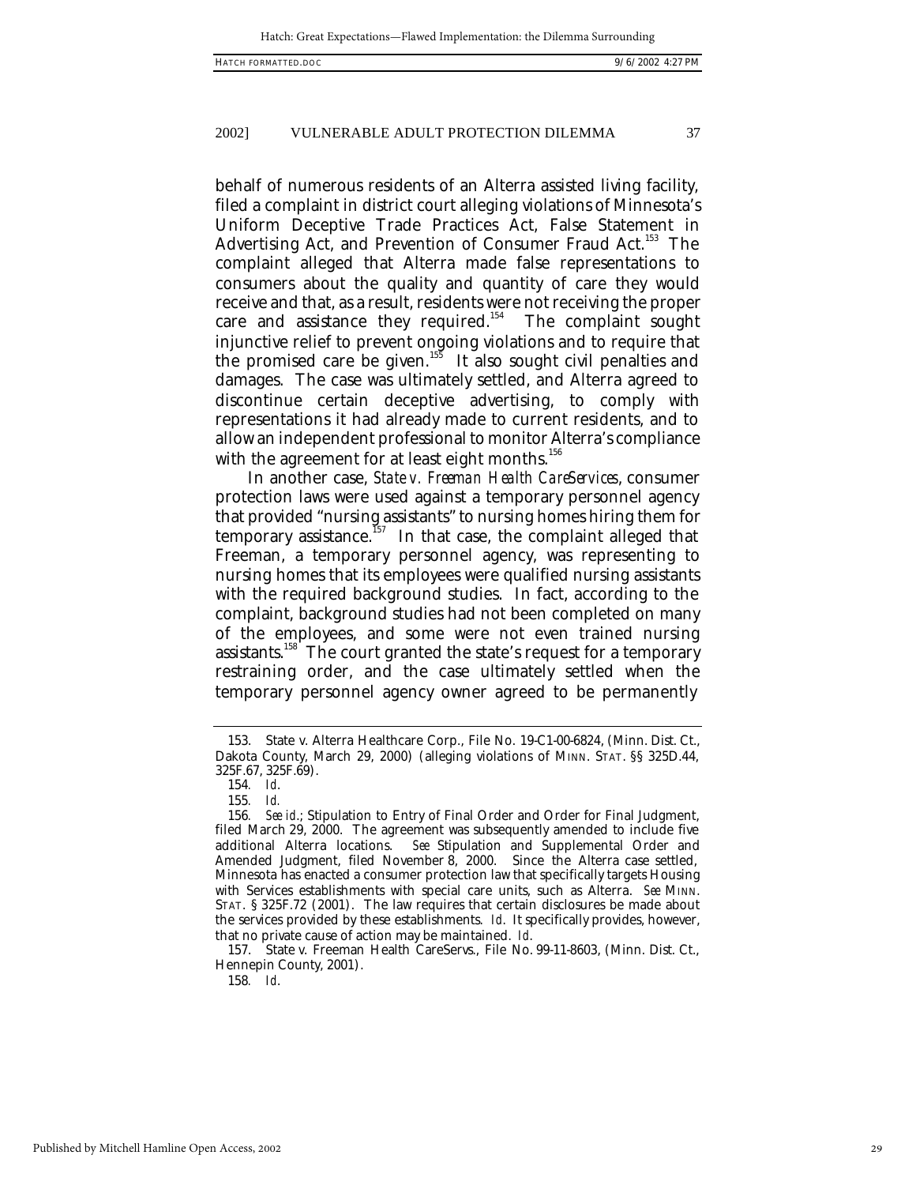behalf of numerous residents of an Alterra assisted living facility, filed a complaint in district court alleging violations of Minnesota's Uniform Deceptive Trade Practices Act, False Statement in Advertising Act, and Prevention of Consumer Fraud Act.[153] The complaint alleged that Alterra made false representations to consumers about the quality and quantity of care they would receive and that, as a result, residents were not receiving the proper care and assistance they required.[154] The complaint sought injunctive relief to prevent ongoing violations and to require that the promised care be given.[155] It also sought civil penalties and damages. The case was ultimately settled, and Alterra agreed to discontinue certain deceptive advertising, to comply with representations it had already made to current residents, and to allow an independent professional to monitor Alterra's compliance with the agreement for at least eight months.[156]

In another case, *State v. Freeman Health CareServices*, consumer protection laws were used against a temporary personnel agency that provided "nursing assistants" to nursing homes hiring them for temporary assistance.[157] In that case, the complaint alleged that Freeman, a temporary personnel agency, was representing to nursing homes that its employees were qualified nursing assistants with the required background studies. In fact, according to the complaint, background studies had not been completed on many of the employees, and some were not even trained nursing assistants.[158] The court granted the state's request for a temporary restraining order, and the case ultimately settled when the temporary personnel agency owner agreed to be permanently

---

153. State v. Alterra Healthcare Corp., File No. 19-C1-00-6824, (Minn. Dist. Ct., Dakota County, March 29, 2000) (alleging violations of MINN. STAT. §§ 325D.44, 325F.67, 325F.69).

154. *Id.*

155. *Id.*

156. *See id.*; Stipulation to Entry of Final Order and Order for Final Judgment, filed March 29, 2000. The agreement was subsequently amended to include five additional Alterra locations. *See* Stipulation and Supplemental Order and Amended Judgment, filed November 8, 2000. Since the Alterra case settled, Minnesota has enacted a consumer protection law that specifically targets Housing with Services establishments with special care units, such as Alterra. *See* MINN. STAT. § 325F.72 (2001). The law requires that certain disclosures be made about the services provided by these establishments. *Id.* It specifically provides, however, that no private cause of action may be maintained. *Id.*

157. State v. Freeman Health CareServs., File No. 99-11-8603, (Minn. Dist. Ct., Hennepin County, 2001).

158. *Id.*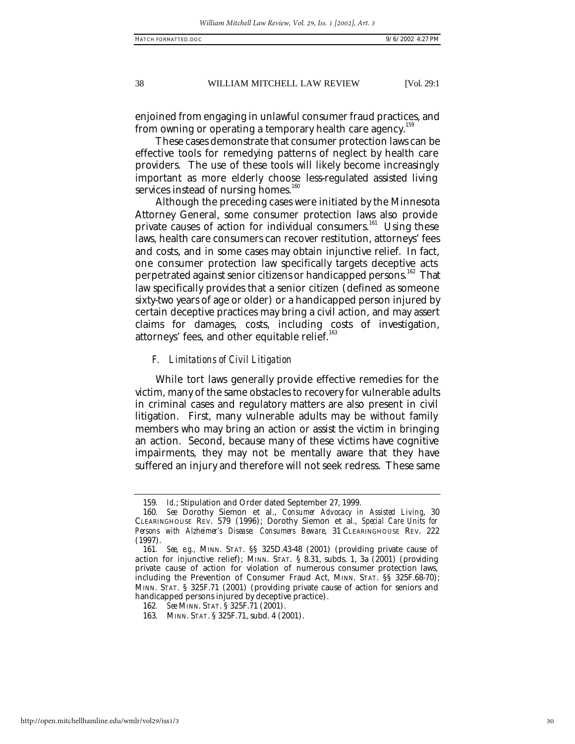enjoined from engaging in unlawful consumer fraud practices, and from owning or operating a temporary health care agency.[159]

These cases demonstrate that consumer protection laws can be effective tools for remedying patterns of neglect by health care providers. The use of these tools will likely become increasingly important as more elderly choose less-regulated assisted living services instead of nursing homes.[160]

Although the preceding cases were initiated by the Minnesota Attorney General, some consumer protection laws also provide private causes of action for individual consumers.[161] Using these laws, health care consumers can recover restitution, attorneys' fees and costs, and in some cases may obtain injunctive relief. In fact, one consumer protection law specifically targets deceptive acts perpetrated against senior citizens or handicapped persons.[162] That law specifically provides that a senior citizen (defined as someone sixty-two years of age or older) or a handicapped person injured by certain deceptive practices may bring a civil action, and may assert claims for damages, costs, including costs of investigation, attorneys' fees, and other equitable relief.[163]

### *F. Limitations of Civil Litigation*

While tort laws generally provide effective remedies for the victim, many of the same obstacles to recovery for vulnerable adults in criminal cases and regulatory matters are also present in civil litigation. First, many vulnerable adults may be without family members who may bring an action or assist the victim in bringing an action. Second, because many of these victims have cognitive impairments, they may not be mentally aware that they have suffered an injury and therefore will not seek redress. These same

---

159. *Id.*; Stipulation and Order dated September 27, 1999.

160. *See* Dorothy Siemon et al., *Consumer Advocacy in Assisted Living*, 30 CLEARINGHOUSE REV. 579 (1996); Dorothy Siemon et al., *Special Care Units for Persons with Alzheimer's Disease: Consumers Beware*, 31 CLEARINGHOUSE REV. 222 (1997).

161. *See, e.g.*, MINN. STAT. §§ 325D.43-48 (2001) (providing private cause of action for injunctive relief); MINN. STAT. § 8.31, subds. 1, 3a (2001) (providing private cause of action for violation of numerous consumer protection laws, including the Prevention of Consumer Fraud Act, MINN. STAT. §§ 325F.68-70); MINN. STAT. § 325F.71 (2001) (providing private cause of action for seniors and handicapped persons injured by deceptive practice).

162. *See* MINN. STAT. § 325F.71 (2001).

163. MINN. STAT. § 325F.71, subd. 4 (2001).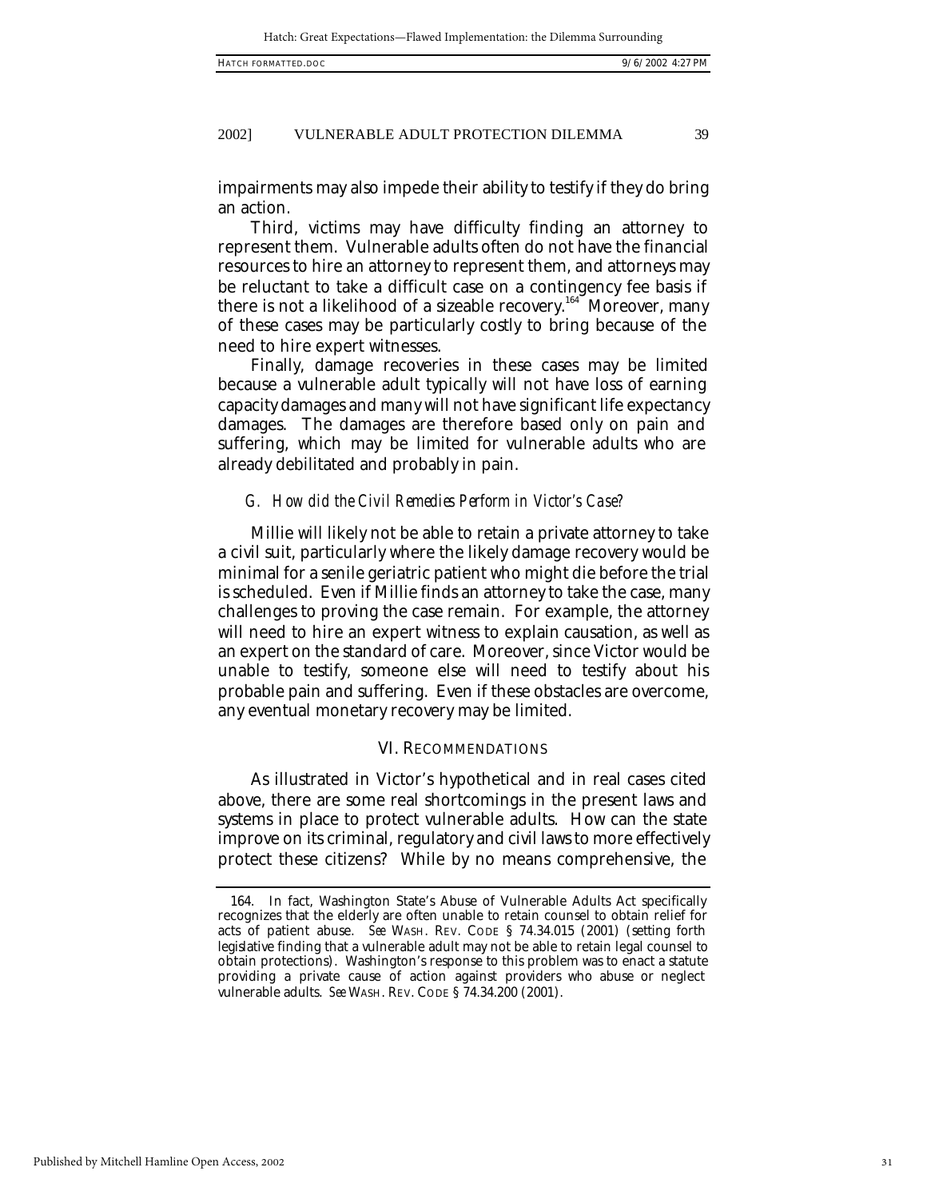impairments may also impede their ability to testify if they do bring an action.

Third, victims may have difficulty finding an attorney to represent them. Vulnerable adults often do not have the financial resources to hire an attorney to represent them, and attorneys may be reluctant to take a difficult case on a contingency fee basis if there is not a likelihood of a sizeable recovery.[164] Moreover, many of these cases may be particularly costly to bring because of the need to hire expert witnesses.

Finally, damage recoveries in these cases may be limited because a vulnerable adult typically will not have loss of earning capacity damages and many will not have significant life expectancy damages. The damages are therefore based only on pain and suffering, which may be limited for vulnerable adults who are already debilitated and probably in pain.

### *G. How did the Civil Remedies Perform in Victor's Case?*

Millie will likely not be able to retain a private attorney to take a civil suit, particularly where the likely damage recovery would be minimal for a senile geriatric patient who might die before the trial is scheduled. Even if Millie finds an attorney to take the case, many challenges to proving the case remain. For example, the attorney will need to hire an expert witness to explain causation, as well as an expert on the standard of care. Moreover, since Victor would be unable to testify, someone else will need to testify about his probable pain and suffering. Even if these obstacles are overcome, any eventual monetary recovery may be limited.

## VI. RECOMMENDATIONS

As illustrated in Victor's hypothetical and in real cases cited above, there are some real shortcomings in the present laws and systems in place to protect vulnerable adults. How can the state improve on its criminal, regulatory and civil laws to more effectively protect these citizens? While by no means comprehensive, the

---

164. In fact, Washington State's Abuse of Vulnerable Adults Act specifically recognizes that the elderly are often unable to retain counsel to obtain relief for acts of patient abuse. *See* WASH. REV. CODE § 74.34.015 (2001) (setting forth legislative finding that a vulnerable adult may not be able to retain legal counsel to obtain protections). Washington's response to this problem was to enact a statute providing a private cause of action against providers who abuse or neglect vulnerable adults. *See* WASH. REV. CODE § 74.34.200 (2001).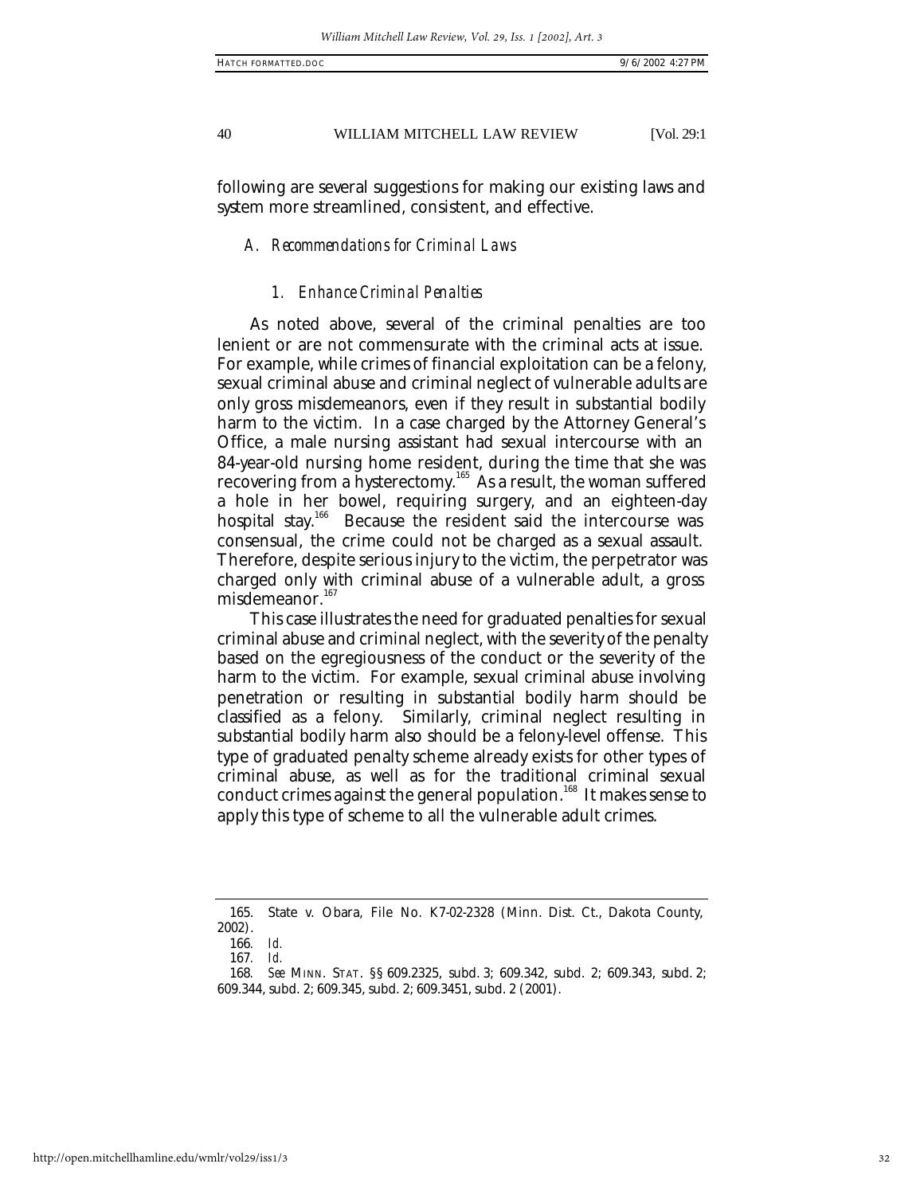following are several suggestions for making our existing laws and system more streamlined, consistent, and effective.

### *A. Recommendations for Criminal Laws*

#### *1. Enhance Criminal Penalties*

As noted above, several of the criminal penalties are too lenient or are not commensurate with the criminal acts at issue. For example, while crimes of financial exploitation can be a felony, sexual criminal abuse and criminal neglect of vulnerable adults are only gross misdemeanors, even if they result in substantial bodily harm to the victim. In a case charged by the Attorney General's Office, a male nursing assistant had sexual intercourse with an 84-year-old nursing home resident, during the time that she was recovering from a hysterectomy.[165] As a result, the woman suffered a hole in her bowel, requiring surgery, and an eighteen-day hospital stay.[166] Because the resident said the intercourse was consensual, the crime could not be charged as a sexual assault. Therefore, despite serious injury to the victim, the perpetrator was charged only with criminal abuse of a vulnerable adult, a gross misdemeanor.[167]

This case illustrates the need for graduated penalties for sexual criminal abuse and criminal neglect, with the severity of the penalty based on the egregiousness of the conduct or the severity of the harm to the victim. For example, sexual criminal abuse involving penetration or resulting in substantial bodily harm should be classified as a felony. Similarly, criminal neglect resulting in substantial bodily harm also should be a felony-level offense. This type of graduated penalty scheme already exists for other types of criminal abuse, as well as for the traditional criminal sexual conduct crimes against the general population.[168] It makes sense to apply this type of scheme to all the vulnerable adult crimes.

---

165. State v. Obara, File No. K7-02-2328 (Minn. Dist. Ct., Dakota County, 2002).

166. *Id.*

167. *Id.*

168. *See* MINN. STAT. §§ 609.2325, subd. 3; 609.342, subd. 2; 609.343, subd. 2; 609.344, subd. 2; 609.345, subd. 2; 609.3451, subd. 2 (2001).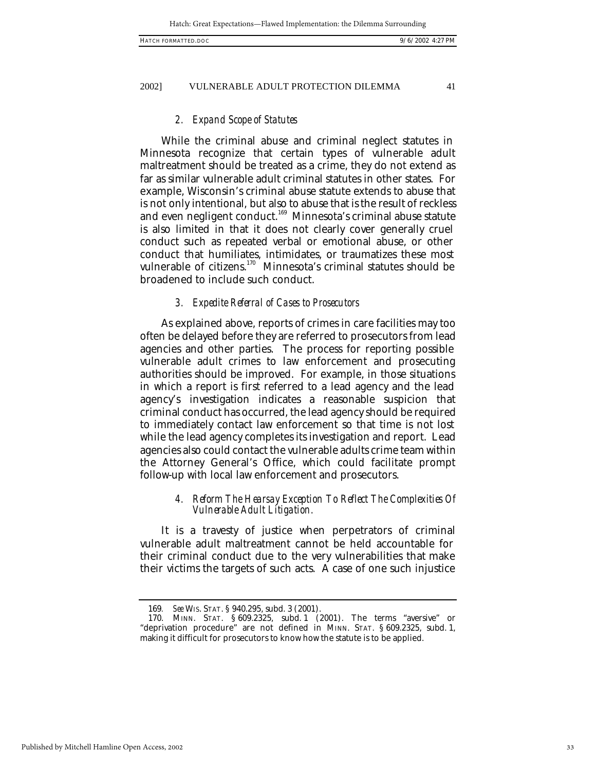### 2. *Expand Scope of Statutes*

While the criminal abuse and criminal neglect statutes in Minnesota recognize that certain types of vulnerable adult maltreatment should be treated as a crime, they do not extend as far as similar vulnerable adult criminal statutes in other states. For example, Wisconsin's criminal abuse statute extends to abuse that is not only intentional, but also to abuse that is the result of reckless and even negligent conduct.[169] Minnesota's criminal abuse statute is also limited in that it does not clearly cover generally cruel conduct such as repeated verbal or emotional abuse, or other conduct that humiliates, intimidates, or traumatizes these most vulnerable of citizens.[170] Minnesota's criminal statutes should be broadened to include such conduct.

### 3. *Expedite Referral of Cases to Prosecutors*

As explained above, reports of crimes in care facilities may too often be delayed before they are referred to prosecutors from lead agencies and other parties. The process for reporting possible vulnerable adult crimes to law enforcement and prosecuting authorities should be improved. For example, in those situations in which a report is first referred to a lead agency and the lead agency's investigation indicates a reasonable suspicion that criminal conduct has occurred, the lead agency should be required to immediately contact law enforcement so that time is not lost while the lead agency completes its investigation and report. Lead agencies also could contact the vulnerable adults crime team within the Attorney General's Office, which could facilitate prompt follow-up with local law enforcement and prosecutors.

### 4. *Reform The Hearsay Exception To Reflect The Complexities Of Vulnerable Adult Litigation.*

It is a travesty of justice when perpetrators of criminal vulnerable adult maltreatment cannot be held accountable for their criminal conduct due to the very vulnerabilities that make their victims the targets of such acts. A case of one such injustice

---

169. *See* WIS. STAT. § 940.295, subd. 3 (2001).

170. MINN. STAT. § 609.2325, subd. 1 (2001). The terms "aversive" or "deprivation procedure" are not defined in MINN. STAT. § 609.2325, subd. 1, making it difficult for prosecutors to know how the statute is to be applied.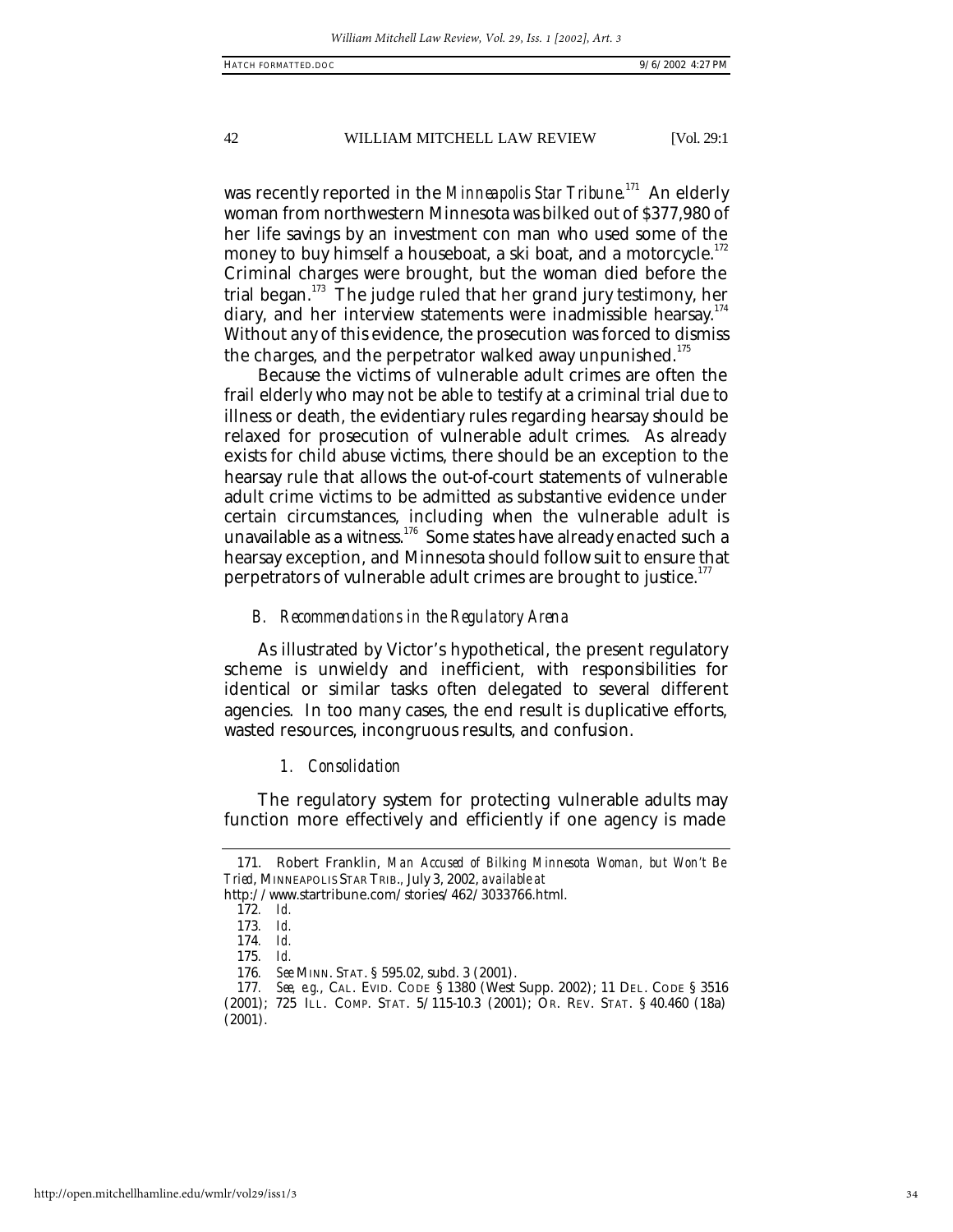was recently reported in the *Minneapolis Star Tribune*.[171] An elderly woman from northwestern Minnesota was bilked out of $377,980 of her life savings by an investment con man who used some of the money to buy himself a houseboat, a ski boat, and a motorcycle.[172] Criminal charges were brought, but the woman died before the trial began.[173] The judge ruled that her grand jury testimony, her diary, and her interview statements were inadmissible hearsay.[174] Without any of this evidence, the prosecution was forced to dismiss the charges, and the perpetrator walked away unpunished.[175]

Because the victims of vulnerable adult crimes are often the frail elderly who may not be able to testify at a criminal trial due to illness or death, the evidentiary rules regarding hearsay should be relaxed for prosecution of vulnerable adult crimes. As already exists for child abuse victims, there should be an exception to the hearsay rule that allows the out-of-court statements of vulnerable adult crime victims to be admitted as substantive evidence under certain circumstances, including when the vulnerable adult is unavailable as a witness.[176] Some states have already enacted such a hearsay exception, and Minnesota should follow suit to ensure that perpetrators of vulnerable adult crimes are brought to justice.[177]

### *B. Recommendations in the Regulatory Arena*

As illustrated by Victor's hypothetical, the present regulatory scheme is unwieldy and inefficient, with responsibilities for identical or similar tasks often delegated to several different agencies. In too many cases, the end result is duplicative efforts, wasted resources, incongruous results, and confusion.

#### *1. Consolidation*

The regulatory system for protecting vulnerable adults may function more effectively and efficiently if one agency is made

---

171. Robert Franklin, *Man Accused of Bilking Minnesota Woman, but Won't Be Tried*, MINNEAPOLIS STAR TRIB., July 3, 2002, *available at* http://www.startribune.com/stories/462/3033766.html.

172. *Id.*

173. *Id.*

174. *Id.*

175. *Id.*

176. *See* MINN. STAT. § 595.02, subd. 3 (2001).

177. *See, e.g.*, CAL. EVID. CODE § 1380 (West Supp. 2002); 11 DEL. CODE § 3516 (2001); 725 ILL. COMP. STAT. 5/115-10.3 (2001); OR. REV. STAT. § 40.460 (18a) (2001).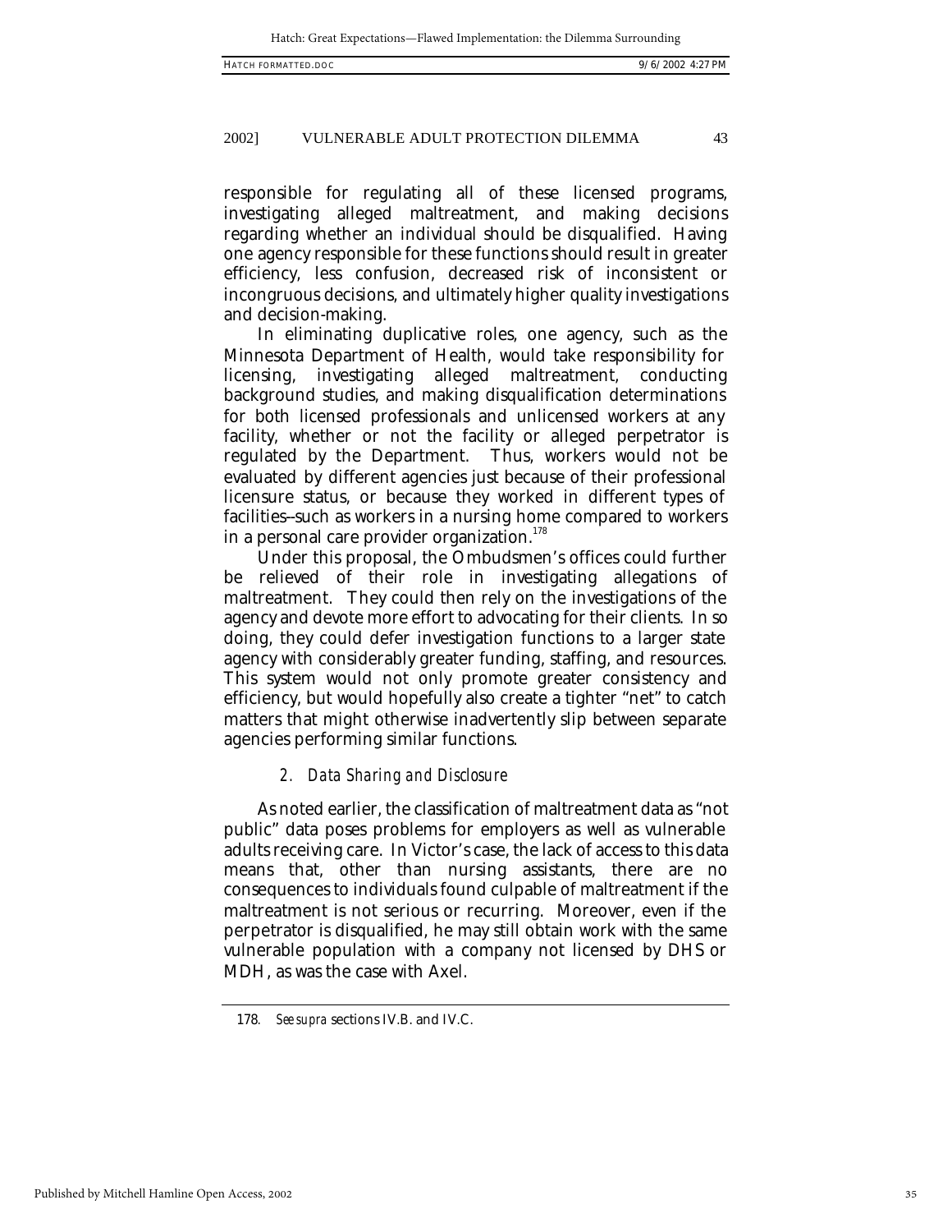responsible for regulating all of these licensed programs, investigating alleged maltreatment, and making decisions regarding whether an individual should be disqualified. Having one agency responsible for these functions should result in greater efficiency, less confusion, decreased risk of inconsistent or incongruous decisions, and ultimately higher quality investigations and decision-making.

In eliminating duplicative roles, one agency, such as the Minnesota Department of Health, would take responsibility for licensing, investigating alleged maltreatment, conducting background studies, and making disqualification determinations for both licensed professionals and unlicensed workers at any facility, whether or not the facility or alleged perpetrator is regulated by the Department. Thus, workers would not be evaluated by different agencies just because of their professional licensure status, or because they worked in different types of facilities--such as workers in a nursing home compared to workers in a personal care provider organization.[178]

Under this proposal, the Ombudsmen's offices could further be relieved of their role in investigating allegations of maltreatment. They could then rely on the investigations of the agency and devote more effort to advocating for their clients. In so doing, they could defer investigation functions to a larger state agency with considerably greater funding, staffing, and resources. This system would not only promote greater consistency and efficiency, but would hopefully also create a tighter "net" to catch matters that might otherwise inadvertently slip between separate agencies performing similar functions.

### *2. Data Sharing and Disclosure*

As noted earlier, the classification of maltreatment data as "not public" data poses problems for employers as well as vulnerable adults receiving care. In Victor's case, the lack of access to this data means that, other than nursing assistants, there are no consequences to individuals found culpable of maltreatment if the maltreatment is not serious or recurring. Moreover, even if the perpetrator is disqualified, he may still obtain work with the same vulnerable population with a company not licensed by DHS or MDH, as was the case with Axel.

---

178. *See supra* sections IV.B. and IV.C.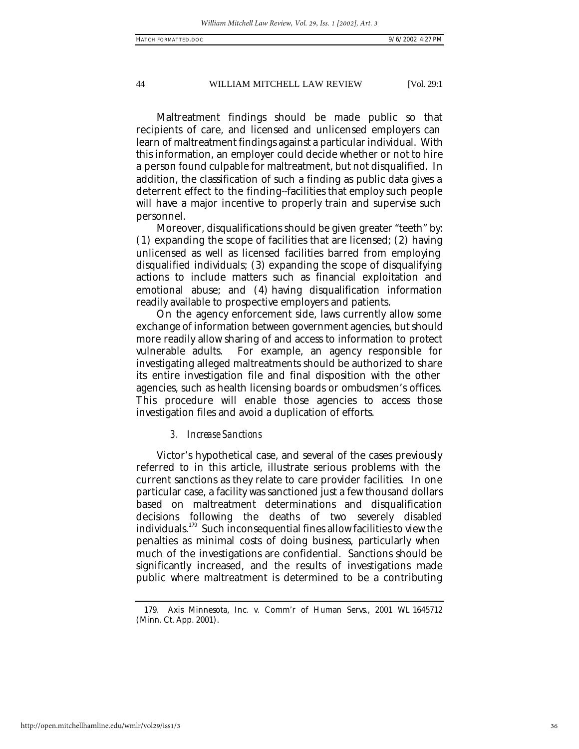Maltreatment findings should be made public so that recipients of care, and licensed and unlicensed employers can learn of maltreatment findings against a particular individual. With this information, an employer could decide whether or not to hire a person found culpable for maltreatment, but not disqualified. In addition, the classification of such a finding as public data gives a deterrent effect to the finding--facilities that employ such people will have a major incentive to properly train and supervise such personnel.

Moreover, disqualifications should be given greater "teeth" by: (1) expanding the scope of facilities that are licensed; (2) having unlicensed as well as licensed facilities barred from employing disqualified individuals; (3) expanding the scope of disqualifying actions to include matters such as financial exploitation and emotional abuse; and (4) having disqualification information readily available to prospective employers and patients.

On the agency enforcement side, laws currently allow some exchange of information between government agencies, but should more readily allow sharing of and access to information to protect vulnerable adults. For example, an agency responsible for investigating alleged maltreatments should be authorized to share its entire investigation file and final disposition with the other agencies, such as health licensing boards or ombudsmen's offices. This procedure will enable those agencies to access those investigation files and avoid a duplication of efforts.

### *3. Increase Sanctions*

Victor's hypothetical case, and several of the cases previously referred to in this article, illustrate serious problems with the current sanctions as they relate to care provider facilities. In one particular case, a facility was sanctioned just a few thousand dollars based on maltreatment determinations and disqualification decisions following the deaths of two severely disabled individuals.[179] Such inconsequential fines allow facilities to view the penalties as minimal costs of doing business, particularly when much of the investigations are confidential. Sanctions should be significantly increased, and the results of investigations made public where maltreatment is determined to be a contributing

---

179. Axis Minnesota, Inc. v. Comm'r of Human Servs., 2001 WL 1645712 (Minn. Ct. App. 2001).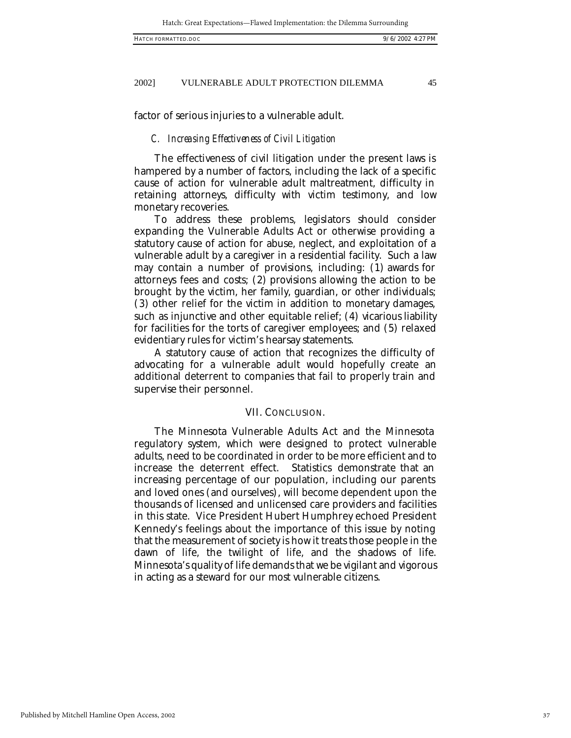factor of serious injuries to a vulnerable adult.

### *C. Increasing Effectiveness of Civil Litigation*

The effectiveness of civil litigation under the present laws is hampered by a number of factors, including the lack of a specific cause of action for vulnerable adult maltreatment, difficulty in retaining attorneys, difficulty with victim testimony, and low monetary recoveries.

To address these problems, legislators should consider expanding the Vulnerable Adults Act or otherwise providing a statutory cause of action for abuse, neglect, and exploitation of a vulnerable adult by a caregiver in a residential facility. Such a law may contain a number of provisions, including: (1) awards for attorneys fees and costs; (2) provisions allowing the action to be brought by the victim, her family, guardian, or other individuals; (3) other relief for the victim in addition to monetary damages, such as injunctive and other equitable relief; (4) vicarious liability for facilities for the torts of caregiver employees; and (5) relaxed evidentiary rules for victim's hearsay statements.

A statutory cause of action that recognizes the difficulty of advocating for a vulnerable adult would hopefully create an additional deterrent to companies that fail to properly train and supervise their personnel.

## VII. CONCLUSION.

The Minnesota Vulnerable Adults Act and the Minnesota regulatory system, which were designed to protect vulnerable adults, need to be coordinated in order to be more efficient and to increase the deterrent effect. Statistics demonstrate that an increasing percentage of our population, including our parents and loved ones (and ourselves), will become dependent upon the thousands of licensed and unlicensed care providers and facilities in this state. Vice President Hubert Humphrey echoed President Kennedy's feelings about the importance of this issue by noting that the measurement of society is how it treats those people in the dawn of life, the twilight of life, and the shadows of life. Minnesota's quality of life demands that we be vigilant and vigorous in acting as a steward for our most vulnerable citizens.